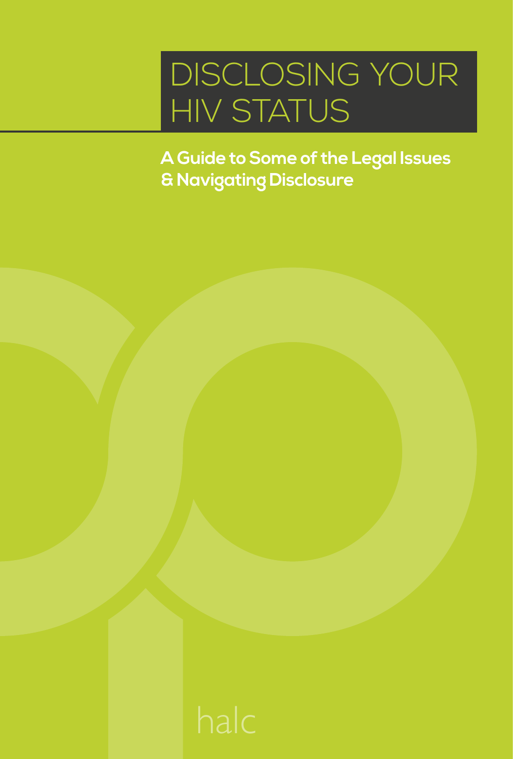# DISCLOSING YOUR HIV STATUS

**A Guide to Some of the Legal Issues & Navigating Disclosure**

halc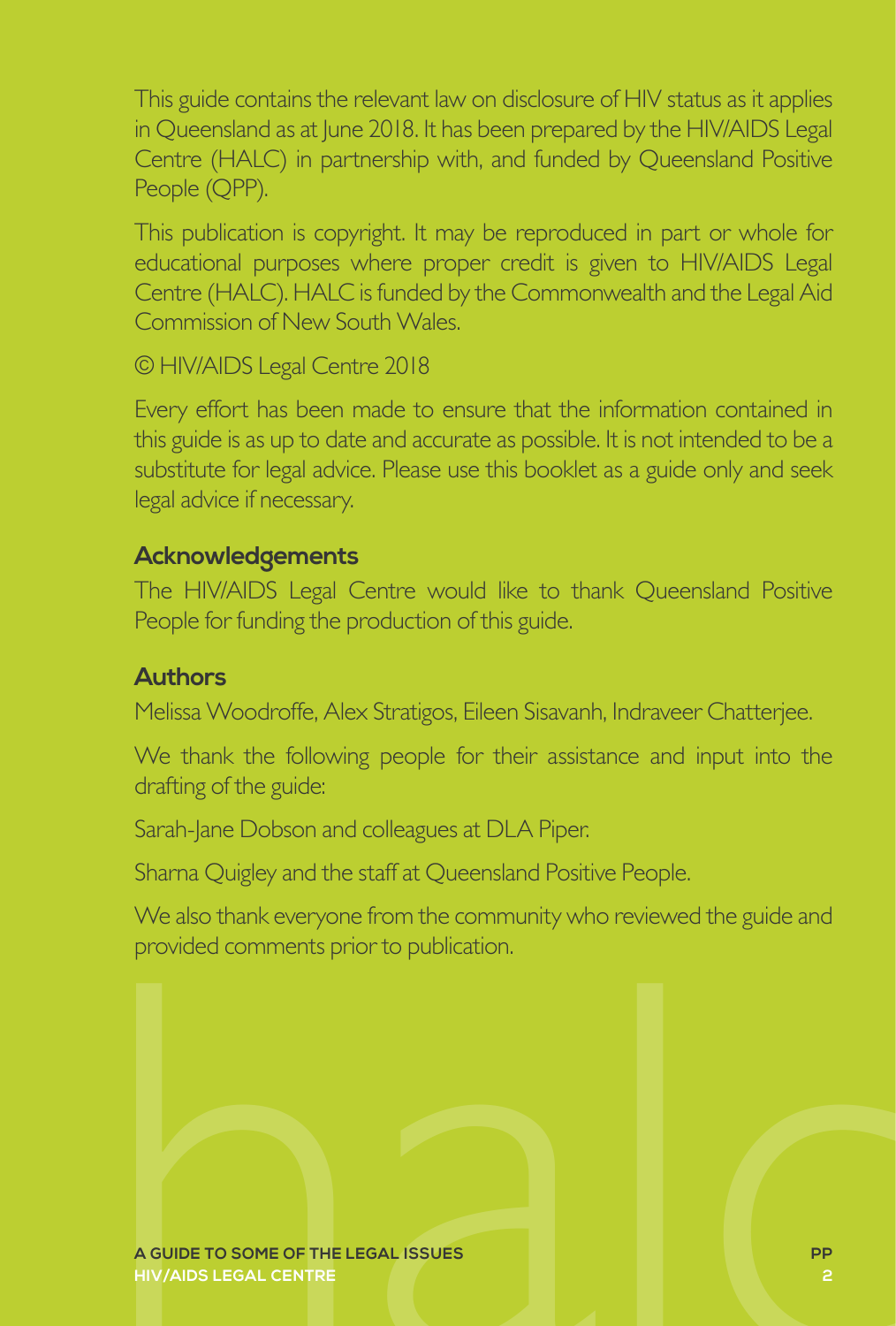This guide contains the relevant law on disclosure of HIV status as it applies in Queensland as at June 2018. It has been prepared by the HIV/AIDS Legal Centre (HALC) in partnership with, and funded by Queensland Positive People (QPP).

This publication is copyright. It may be reproduced in part or whole for educational purposes where proper credit is given to HIV/AIDS Legal Centre (HALC). HALC is funded by the Commonwealth and the Legal Aid Commission of New South Wales.

© HIV/AIDS Legal Centre 2018

Every effort has been made to ensure that the information contained in this guide is as up to date and accurate as possible. It is not intended to be a substitute for legal advice. Please use this booklet as a guide only and seek legal advice if necessary.

## Acknowledgements

The HIV/AIDS Legal Centre would like to thank Queensland Positive People for funding the production of this guide.

## Authors

Melissa Woodroffe, Alex Stratigos, Eileen Sisavanh, Indraveer Chatterjee.

We thank the following people for their assistance and input into the drafting of the guide:

Sarah-Jane Dobson and colleagues at DLA Piper.

Sharna Quigley and the staff at Queensland Positive People.

We also thank everyone from the community who reviewed the guide and provided comments prior to publication.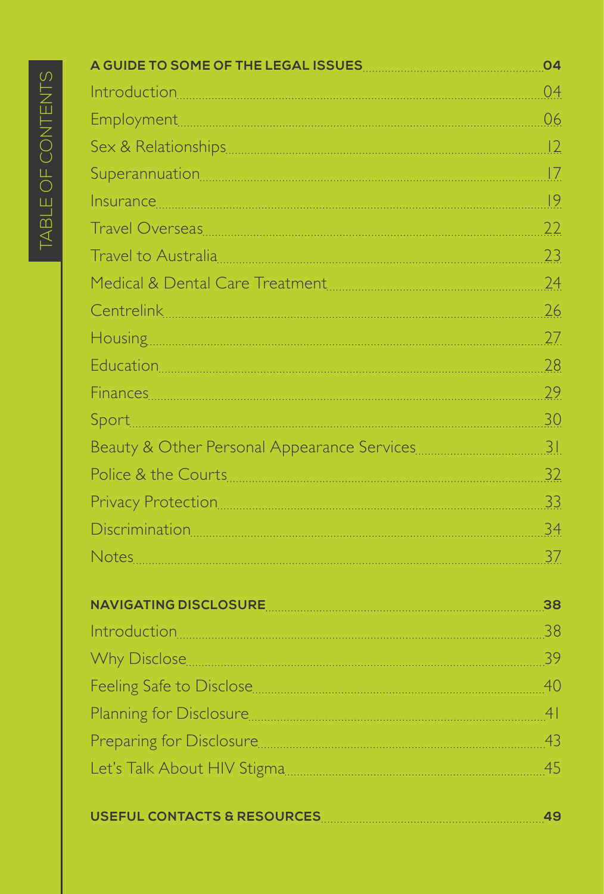# TABLE OF CONTENTS

**A GUIDE TO SOME OF THE LEGAL ISSUES** ........ **04**

- Introduction ........ 04
- Employment ........ 06
- Sex & Relationships ........ 12
- Superannuation ........ 17
- Insurance ........ 19
- Travel Overseas ........ 22
- Travel to Australia ........ 23
- Medical & Dental Care Treatment ........ 24
- Centrelink ........ 26
- Housing ........ 27
- Education ........ 28
- Finances ........ 29
- Sport ........ 30
- Beauty & Other Personal Appearance Services ........ 31
- Police & the Courts ........ 32
- Privacy Protection ........ 33
- Discrimination ........ 34
- Notes ........ 37

**NAVIGATING DISCLOSURE** ........ **38**

- Introduction ........ 38
- Why Disclose ........ 39
- Feeling Safe to Disclose ........ 40
- Planning for Disclosure ........ 41
- Preparing for Disclosure ........ 43
- Let's Talk About HIV Stigma ........ 45

**USEFUL CONTACTS & RESOURCES** ........ **49**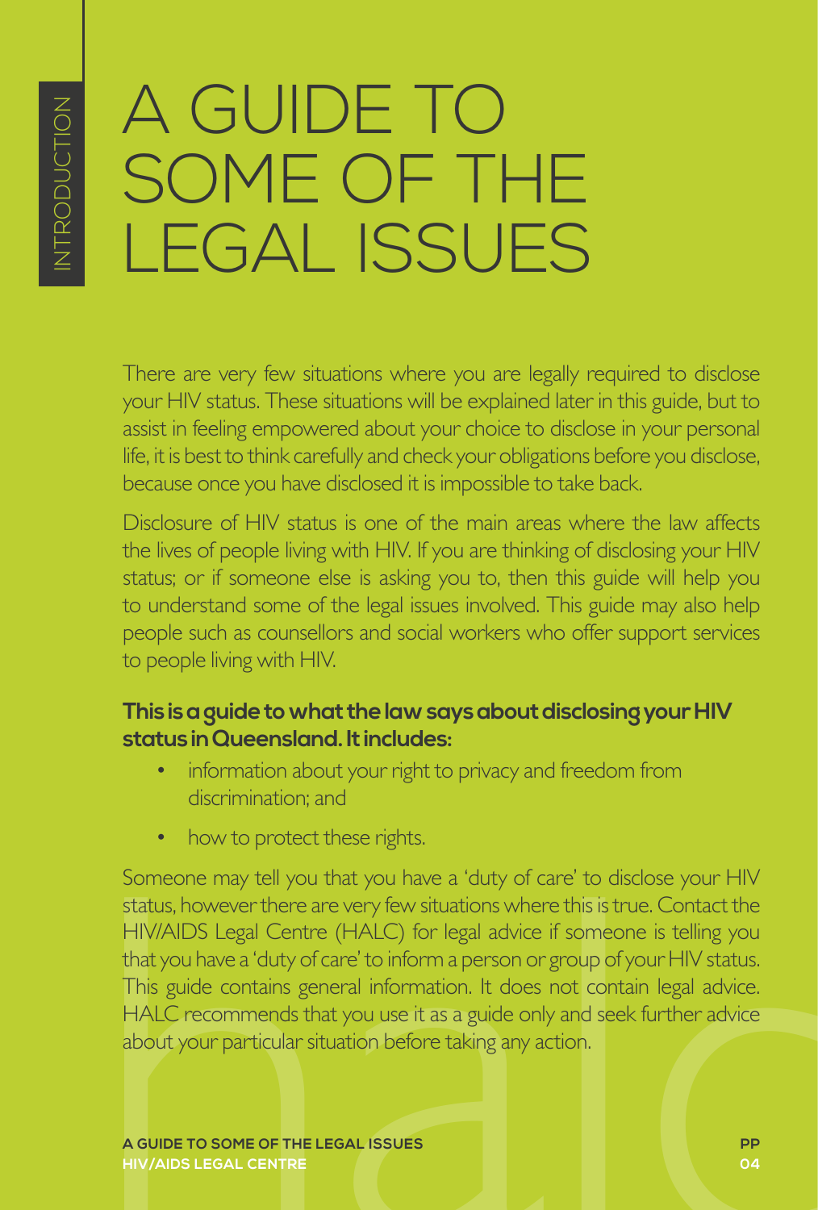# A GUIDE TO SOME OF THE LEGAL ISSUES

There are very few situations where you are legally required to disclose your HIV status. These situations will be explained later in this guide, but to assist in feeling empowered about your choice to disclose in your personal life, it is best to think carefully and check your obligations before you disclose, because once you have disclosed it is impossible to take back.

Disclosure of HIV status is one of the main areas where the law affects the lives of people living with HIV. If you are thinking of disclosing your HIV status; or if someone else is asking you to, then this guide will help you to understand some of the legal issues involved. This guide may also help people such as counsellors and social workers who offer support services to people living with HIV.

**This is a guide to what the law says about disclosing your HIV status in Queensland. It includes:**

- information about your right to privacy and freedom from discrimination; and
- how to protect these rights.

Someone may tell you that you have a 'duty of care' to disclose your HIV status, however there are very few situations where this is true. Contact the HIV/AIDS Legal Centre (HALC) for legal advice if someone is telling you that you have a 'duty of care' to inform a person or group of your HIV status. This guide contains general information. It does not contain legal advice. HALC recommends that you use it as a guide only and seek further advice about your particular situation before taking any action.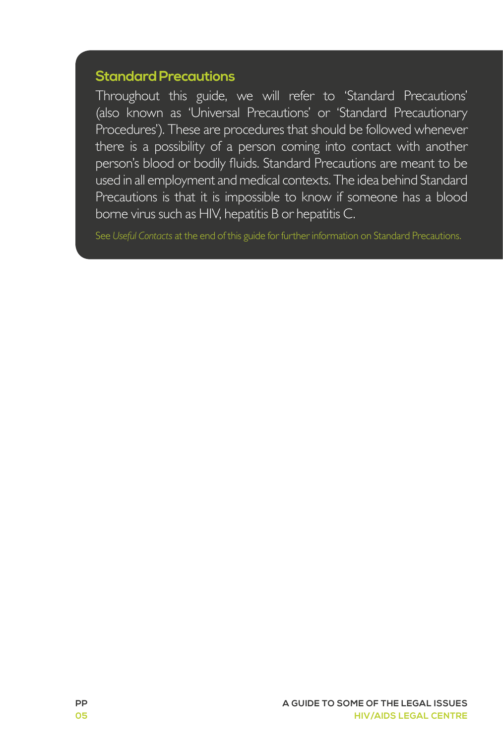## Standard Precautions

Throughout this guide, we will refer to 'Standard Precautions' (also known as 'Universal Precautions' or 'Standard Precautionary Procedures'). These are procedures that should be followed whenever there is a possibility of a person coming into contact with another person's blood or bodily fluids. Standard Precautions are meant to be used in all employment and medical contexts. The idea behind Standard Precautions is that it is impossible to know if someone has a blood borne virus such as HIV, hepatitis B or hepatitis C.

See *Useful Contacts* at the end of this guide for further information on Standard Precautions.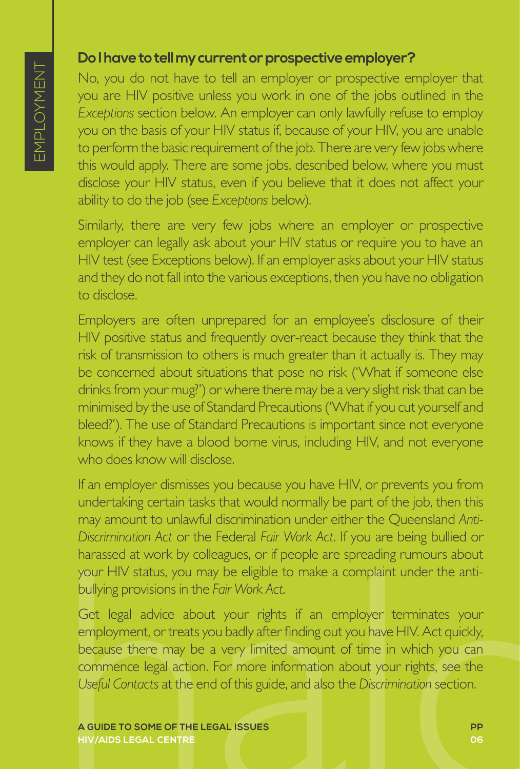### Do I have to tell my current or prospective employer?

No, you do not have to tell an employer or prospective employer that you are HIV positive unless you work in one of the jobs outlined in the *Exceptions* section below. An employer can only lawfully refuse to employ you on the basis of your HIV status if, because of your HIV, you are unable to perform the basic requirement of the job. There are very few jobs where this would apply. There are some jobs, described below, where you must disclose your HIV status, even if you believe that it does not affect your ability to do the job (see *Exceptions* below).

Similarly, there are very few jobs where an employer or prospective employer can legally ask about your HIV status or require you to have an HIV test (see Exceptions below). If an employer asks about your HIV status and they do not fall into the various exceptions, then you have no obligation to disclose.

Employers are often unprepared for an employee's disclosure of their HIV positive status and frequently over-react because they think that the risk of transmission to others is much greater than it actually is. They may be concerned about situations that pose no risk ('What if someone else drinks from your mug?') or where there may be a very slight risk that can be minimised by the use of Standard Precautions ('What if you cut yourself and bleed?'). The use of Standard Precautions is important since not everyone knows if they have a blood borne virus, including HIV, and not everyone who does know will disclose.

If an employer dismisses you because you have HIV, or prevents you from undertaking certain tasks that would normally be part of the job, then this may amount to unlawful discrimination under either the Queensland *Anti-Discrimination Act* or the Federal *Fair Work Act*. If you are being bullied or harassed at work by colleagues, or if people are spreading rumours about your HIV status, you may be eligible to make a complaint under the anti-bullying provisions in the *Fair Work Act.*

Get legal advice about your rights if an employer terminates your employment, or treats you badly after finding out you have HIV. Act quickly, because there may be a very limited amount of time in which you can commence legal action. For more information about your rights, see the *Useful Contacts* at the end of this guide, and also the *Discrimination* section.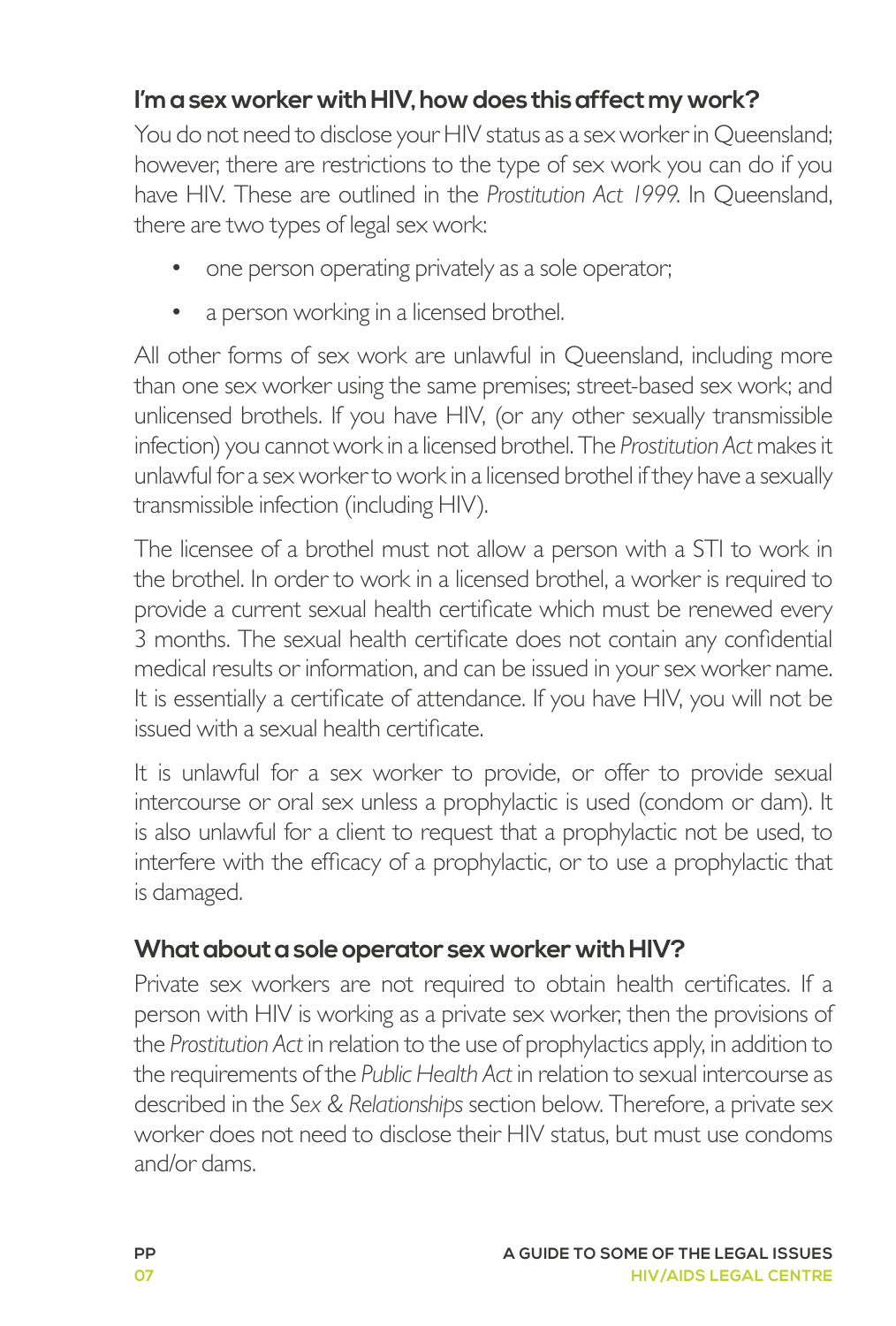## I'm a sex worker with HIV, how does this affect my work?

You do not need to disclose your HIV status as a sex worker in Queensland; however, there are restrictions to the type of sex work you can do if you have HIV. These are outlined in the *Prostitution Act 1999*. In Queensland, there are two types of legal sex work:

- one person operating privately as a sole operator;
- a person working in a licensed brothel.

All other forms of sex work are unlawful in Queensland, including more than one sex worker using the same premises; street-based sex work; and unlicensed brothels. If you have HIV, (or any other sexually transmissible infection) you cannot work in a licensed brothel. The *Prostitution Act* makes it unlawful for a sex worker to work in a licensed brothel if they have a sexually transmissible infection (including HIV).

The licensee of a brothel must not allow a person with a STI to work in the brothel. In order to work in a licensed brothel, a worker is required to provide a current sexual health certificate which must be renewed every 3 months. The sexual health certificate does not contain any confidential medical results or information, and can be issued in your sex worker name. It is essentially a certificate of attendance. If you have HIV, you will not be issued with a sexual health certificate.

It is unlawful for a sex worker to provide, or offer to provide sexual intercourse or oral sex unless a prophylactic is used (condom or dam). It is also unlawful for a client to request that a prophylactic not be used, to interfere with the efficacy of a prophylactic, or to use a prophylactic that is damaged.

## What about a sole operator sex worker with HIV?

Private sex workers are not required to obtain health certificates. If a person with HIV is working as a private sex worker, then the provisions of the *Prostitution Act* in relation to the use of prophylactics apply, in addition to the requirements of the *Public Health Act* in relation to sexual intercourse as described in the *Sex & Relationships* section below. Therefore, a private sex worker does not need to disclose their HIV status, but must use condoms and/or dams.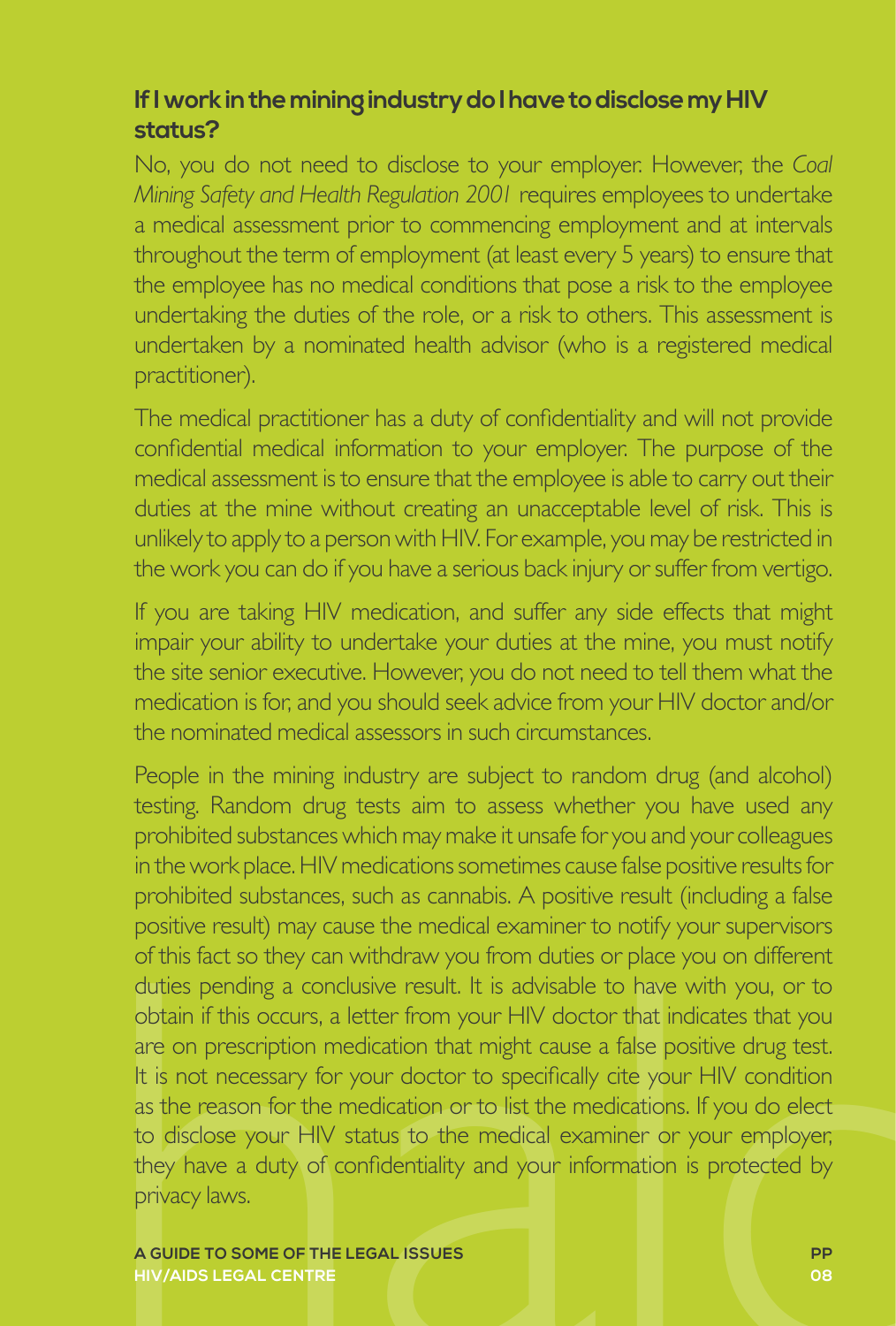## If I work in the mining industry do I have to disclose my HIV status?

No, you do not need to disclose to your employer. However, the *Coal Mining Safety and Health Regulation 2001* requires employees to undertake a medical assessment prior to commencing employment and at intervals throughout the term of employment (at least every 5 years) to ensure that the employee has no medical conditions that pose a risk to the employee undertaking the duties of the role, or a risk to others. This assessment is undertaken by a nominated health advisor (who is a registered medical practitioner).

The medical practitioner has a duty of confidentiality and will not provide confidential medical information to your employer. The purpose of the medical assessment is to ensure that the employee is able to carry out their duties at the mine without creating an unacceptable level of risk. This is unlikely to apply to a person with HIV. For example, you may be restricted in the work you can do if you have a serious back injury or suffer from vertigo.

If you are taking HIV medication, and suffer any side effects that might impair your ability to undertake your duties at the mine, you must notify the site senior executive. However, you do not need to tell them what the medication is for, and you should seek advice from your HIV doctor and/or the nominated medical assessors in such circumstances.

People in the mining industry are subject to random drug (and alcohol) testing. Random drug tests aim to assess whether you have used any prohibited substances which may make it unsafe for you and your colleagues in the work place. HIV medications sometimes cause false positive results for prohibited substances, such as cannabis. A positive result (including a false positive result) may cause the medical examiner to notify your supervisors of this fact so they can withdraw you from duties or place you on different duties pending a conclusive result. It is advisable to have with you, or to obtain if this occurs, a letter from your HIV doctor that indicates that you are on prescription medication that might cause a false positive drug test. It is not necessary for your doctor to specifically cite your HIV condition as the reason for the medication or to list the medications. If you do elect to disclose your HIV status to the medical examiner or your employer, they have a duty of confidentiality and your information is protected by privacy laws.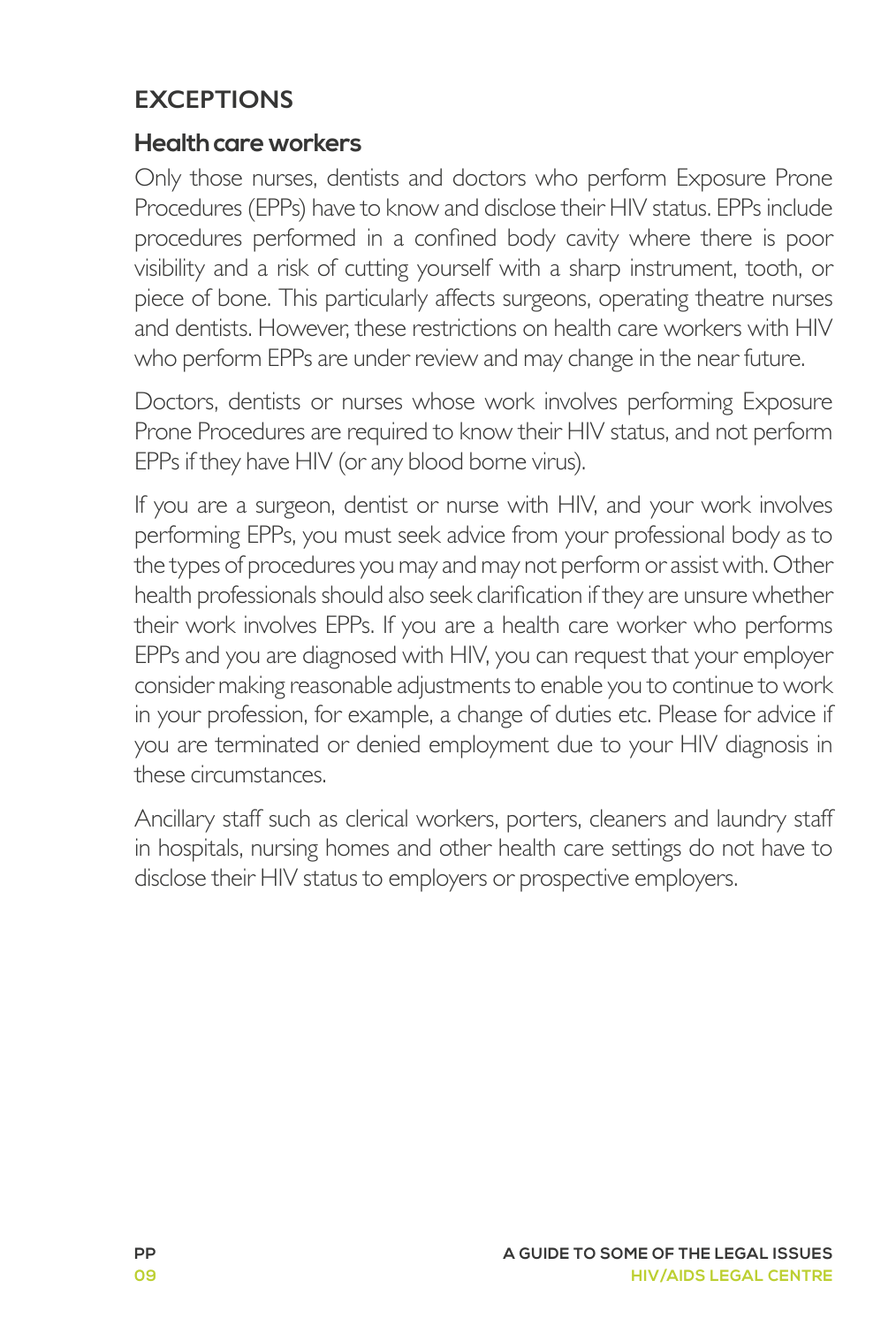## EXCEPTIONS

### Health care workers

Only those nurses, dentists and doctors who perform Exposure Prone Procedures (EPPs) have to know and disclose their HIV status. EPPs include procedures performed in a confined body cavity where there is poor visibility and a risk of cutting yourself with a sharp instrument, tooth, or piece of bone. This particularly affects surgeons, operating theatre nurses and dentists. However, these restrictions on health care workers with HIV who perform EPPs are under review and may change in the near future.

Doctors, dentists or nurses whose work involves performing Exposure Prone Procedures are required to know their HIV status, and not perform EPPs if they have HIV (or any blood borne virus).

If you are a surgeon, dentist or nurse with HIV, and your work involves performing EPPs, you must seek advice from your professional body as to the types of procedures you may and may not perform or assist with. Other health professionals should also seek clarification if they are unsure whether their work involves EPPs. If you are a health care worker who performs EPPs and you are diagnosed with HIV, you can request that your employer consider making reasonable adjustments to enable you to continue to work in your profession, for example, a change of duties etc. Please for advice if you are terminated or denied employment due to your HIV diagnosis in these circumstances.

Ancillary staff such as clerical workers, porters, cleaners and laundry staff in hospitals, nursing homes and other health care settings do not have to disclose their HIV status to employers or prospective employers.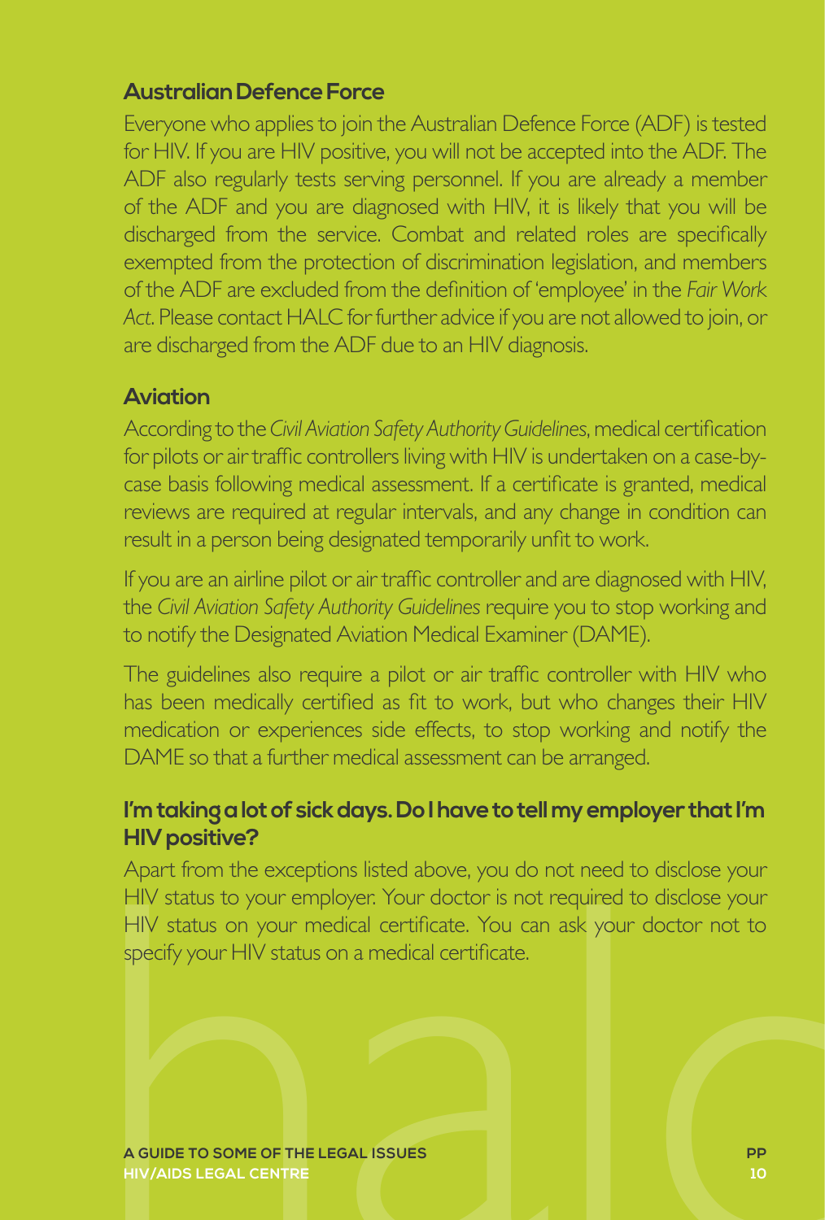## Australian Defence Force

Everyone who applies to join the Australian Defence Force (ADF) is tested for HIV. If you are HIV positive, you will not be accepted into the ADF. The ADF also regularly tests serving personnel. If you are already a member of the ADF and you are diagnosed with HIV, it is likely that you will be discharged from the service. Combat and related roles are specifically exempted from the protection of discrimination legislation, and members of the ADF are excluded from the definition of 'employee' in the *Fair Work Act*. Please contact HALC for further advice if you are not allowed to join, or are discharged from the ADF due to an HIV diagnosis.

## Aviation

According to the *Civil Aviation Safety Authority Guidelines*, medical certification for pilots or air traffic controllers living with HIV is undertaken on a case-by-case basis following medical assessment. If a certificate is granted, medical reviews are required at regular intervals, and any change in condition can result in a person being designated temporarily unfit to work.

If you are an airline pilot or air traffic controller and are diagnosed with HIV, the *Civil Aviation Safety Authority Guidelines* require you to stop working and to notify the Designated Aviation Medical Examiner (DAME).

The guidelines also require a pilot or air traffic controller with HIV who has been medically certified as fit to work, but who changes their HIV medication or experiences side effects, to stop working and notify the DAME so that a further medical assessment can be arranged.

## I'm taking a lot of sick days. Do I have to tell my employer that I'm HIV positive?

Apart from the exceptions listed above, you do not need to disclose your HIV status to your employer. Your doctor is not required to disclose your HIV status on your medical certificate. You can ask your doctor not to specify your HIV status on a medical certificate.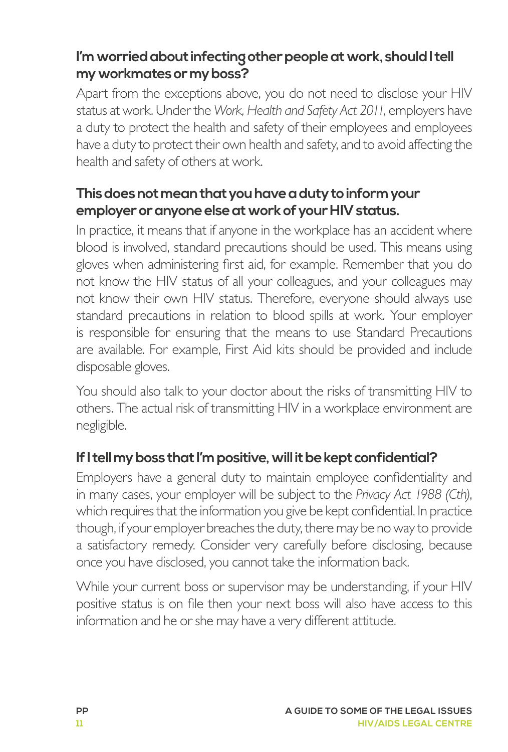### I'm worried about infecting other people at work, should I tell my workmates or my boss?

Apart from the exceptions above, you do not need to disclose your HIV status at work. Under the *Work, Health and Safety Act 2011*, employers have a duty to protect the health and safety of their employees and employees have a duty to protect their own health and safety, and to avoid affecting the health and safety of others at work.

### This does not mean that you have a duty to inform your employer or anyone else at work of your HIV status.

In practice, it means that if anyone in the workplace has an accident where blood is involved, standard precautions should be used. This means using gloves when administering first aid, for example. Remember that you do not know the HIV status of all your colleagues, and your colleagues may not know their own HIV status. Therefore, everyone should always use standard precautions in relation to blood spills at work. Your employer is responsible for ensuring that the means to use Standard Precautions are available. For example, First Aid kits should be provided and include disposable gloves.

You should also talk to your doctor about the risks of transmitting HIV to others. The actual risk of transmitting HIV in a workplace environment are negligible.

### If I tell my boss that I'm positive, will it be kept confidential?

Employers have a general duty to maintain employee confidentiality and in many cases, your employer will be subject to the *Privacy Act 1988 (Cth)*, which requires that the information you give be kept confidential. In practice though, if your employer breaches the duty, there may be no way to provide a satisfactory remedy. Consider very carefully before disclosing, because once you have disclosed, you cannot take the information back.

While your current boss or supervisor may be understanding, if your HIV positive status is on file then your next boss will also have access to this information and he or she may have a very different attitude.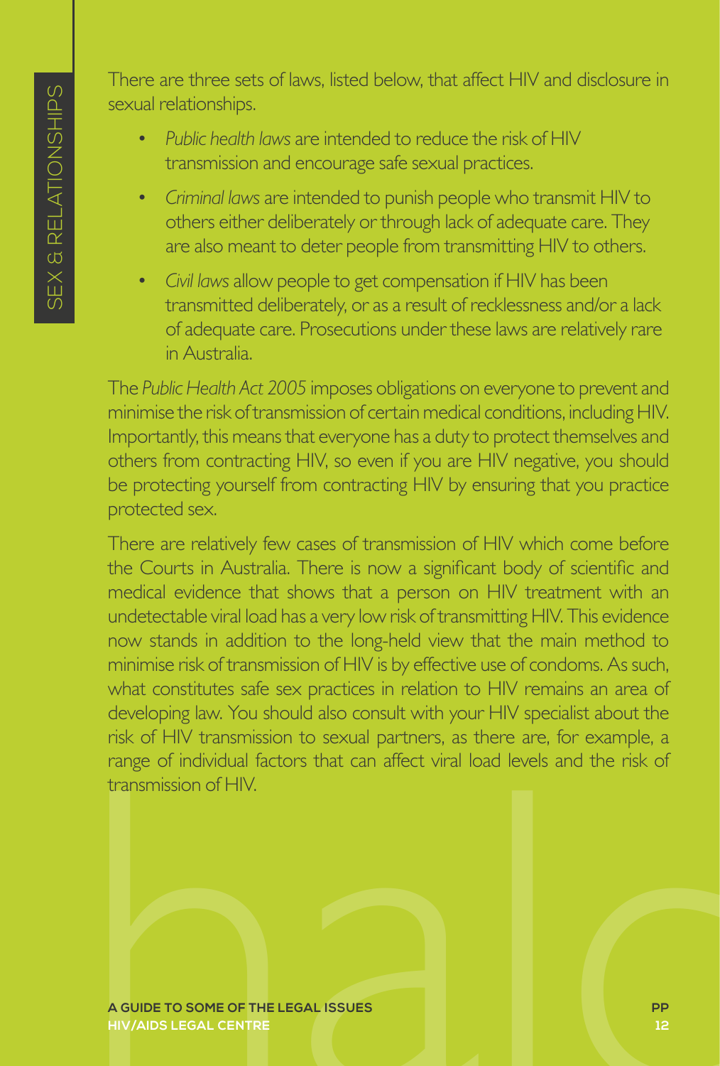There are three sets of laws, listed below, that affect HIV and disclosure in sexual relationships.

- *Public health laws* are intended to reduce the risk of HIV transmission and encourage safe sexual practices.
- *Criminal laws* are intended to punish people who transmit HIV to others either deliberately or through lack of adequate care. They are also meant to deter people from transmitting HIV to others.
- *Civil laws* allow people to get compensation if HIV has been transmitted deliberately, or as a result of recklessness and/or a lack of adequate care. Prosecutions under these laws are relatively rare in Australia.

The *Public Health Act 2005* imposes obligations on everyone to prevent and minimise the risk of transmission of certain medical conditions, including HIV. Importantly, this means that everyone has a duty to protect themselves and others from contracting HIV, so even if you are HIV negative, you should be protecting yourself from contracting HIV by ensuring that you practice protected sex.

There are relatively few cases of transmission of HIV which come before the Courts in Australia. There is now a significant body of scientific and medical evidence that shows that a person on HIV treatment with an undetectable viral load has a very low risk of transmitting HIV. This evidence now stands in addition to the long-held view that the main method to minimise risk of transmission of HIV is by effective use of condoms. As such, what constitutes safe sex practices in relation to HIV remains an area of developing law. You should also consult with your HIV specialist about the risk of HIV transmission to sexual partners, as there are, for example, a range of individual factors that can affect viral load levels and the risk of transmission of HIV.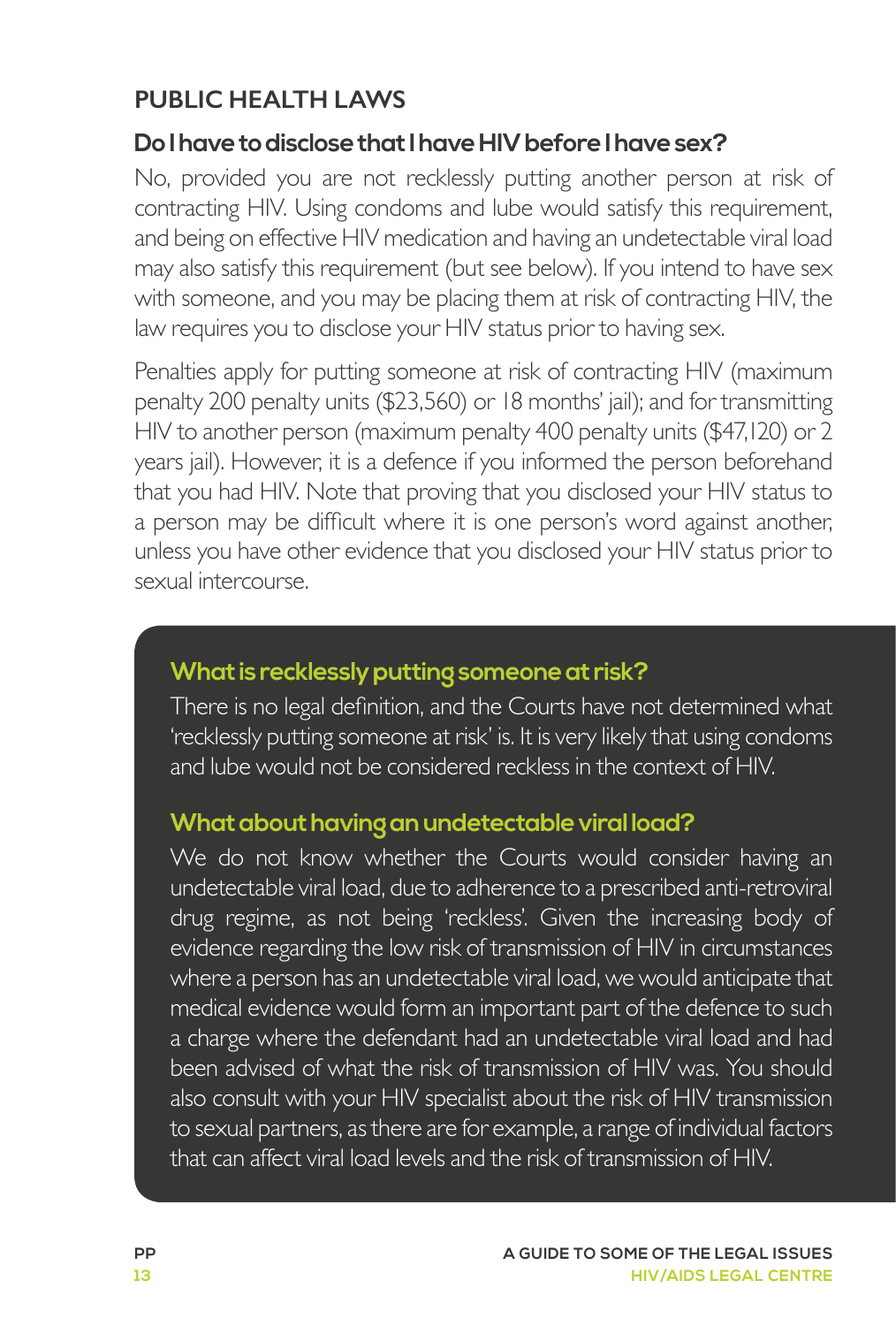## PUBLIC HEALTH LAWS

### Do I have to disclose that I have HIV before I have sex?

No, provided you are not recklessly putting another person at risk of contracting HIV. Using condoms and lube would satisfy this requirement, and being on effective HIV medication and having an undetectable viral load may also satisfy this requirement (but see below). If you intend to have sex with someone, and you may be placing them at risk of contracting HIV, the law requires you to disclose your HIV status prior to having sex.

Penalties apply for putting someone at risk of contracting HIV (maximum penalty 200 penalty units ($23,560) or 18 months' jail); and for transmitting HIV to another person (maximum penalty 400 penalty units ($47,120) or 2 years jail). However, it is a defence if you informed the person beforehand that you had HIV. Note that proving that you disclosed your HIV status to a person may be difficult where it is one person's word against another, unless you have other evidence that you disclosed your HIV status prior to sexual intercourse.

### What is recklessly putting someone at risk?

There is no legal definition, and the Courts have not determined what 'recklessly putting someone at risk' is. It is very likely that using condoms and lube would not be considered reckless in the context of HIV.

### What about having an undetectable viral load?

We do not know whether the Courts would consider having an undetectable viral load, due to adherence to a prescribed anti-retroviral drug regime, as not being 'reckless'. Given the increasing body of evidence regarding the low risk of transmission of HIV in circumstances where a person has an undetectable viral load, we would anticipate that medical evidence would form an important part of the defence to such a charge where the defendant had an undetectable viral load and had been advised of what the risk of transmission of HIV was. You should also consult with your HIV specialist about the risk of HIV transmission to sexual partners, as there are for example, a range of individual factors that can affect viral load levels and the risk of transmission of HIV.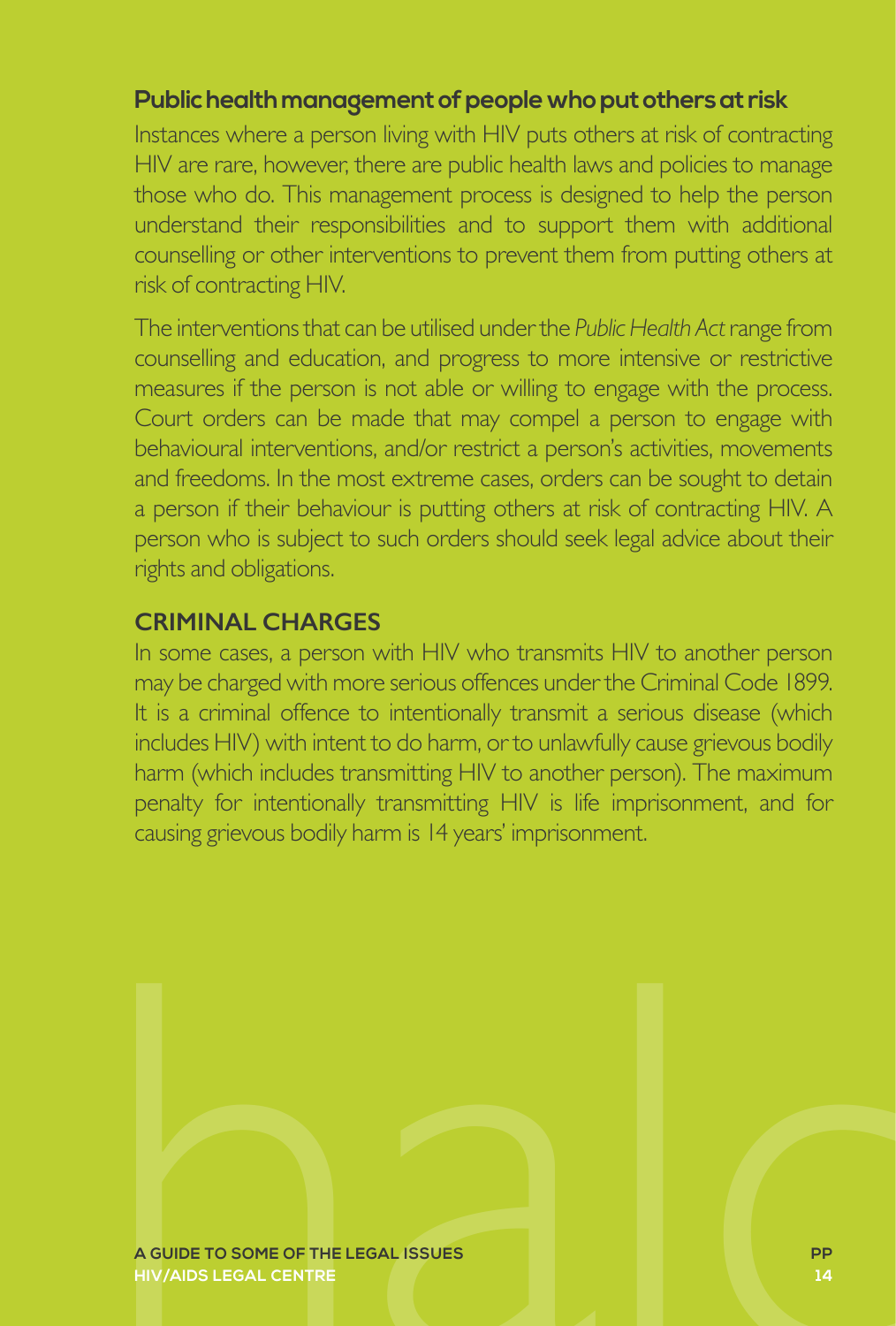## Public health management of people who put others at risk

Instances where a person living with HIV puts others at risk of contracting HIV are rare, however, there are public health laws and policies to manage those who do. This management process is designed to help the person understand their responsibilities and to support them with additional counselling or other interventions to prevent them from putting others at risk of contracting HIV.

The interventions that can be utilised under the *Public Health Act* range from counselling and education, and progress to more intensive or restrictive measures if the person is not able or willing to engage with the process. Court orders can be made that may compel a person to engage with behavioural interventions, and/or restrict a person's activities, movements and freedoms. In the most extreme cases, orders can be sought to detain a person if their behaviour is putting others at risk of contracting HIV. A person who is subject to such orders should seek legal advice about their rights and obligations.

## CRIMINAL CHARGES

In some cases, a person with HIV who transmits HIV to another person may be charged with more serious offences under the Criminal Code 1899. It is a criminal offence to intentionally transmit a serious disease (which includes HIV) with intent to do harm, or to unlawfully cause grievous bodily harm (which includes transmitting HIV to another person). The maximum penalty for intentionally transmitting HIV is life imprisonment, and for causing grievous bodily harm is 14 years' imprisonment.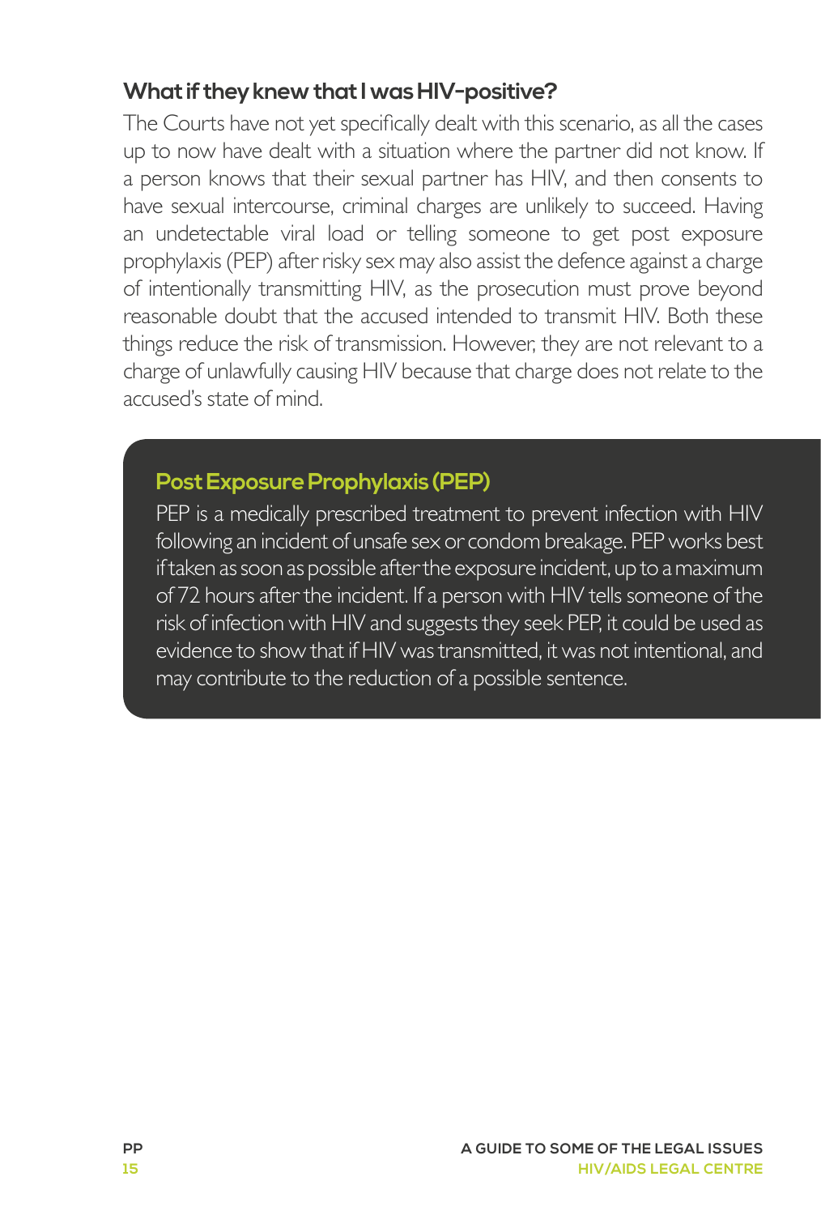### What if they knew that I was HIV-positive?

The Courts have not yet specifically dealt with this scenario, as all the cases up to now have dealt with a situation where the partner did not know. If a person knows that their sexual partner has HIV, and then consents to have sexual intercourse, criminal charges are unlikely to succeed. Having an undetectable viral load or telling someone to get post exposure prophylaxis (PEP) after risky sex may also assist the defence against a charge of intentionally transmitting HIV, as the prosecution must prove beyond reasonable doubt that the accused intended to transmit HIV. Both these things reduce the risk of transmission. However, they are not relevant to a charge of unlawfully causing HIV because that charge does not relate to the accused's state of mind.

#### Post Exposure Prophylaxis (PEP)

PEP is a medically prescribed treatment to prevent infection with HIV following an incident of unsafe sex or condom breakage. PEP works best if taken as soon as possible after the exposure incident, up to a maximum of 72 hours after the incident. If a person with HIV tells someone of the risk of infection with HIV and suggests they seek PEP, it could be used as evidence to show that if HIV was transmitted, it was not intentional, and may contribute to the reduction of a possible sentence.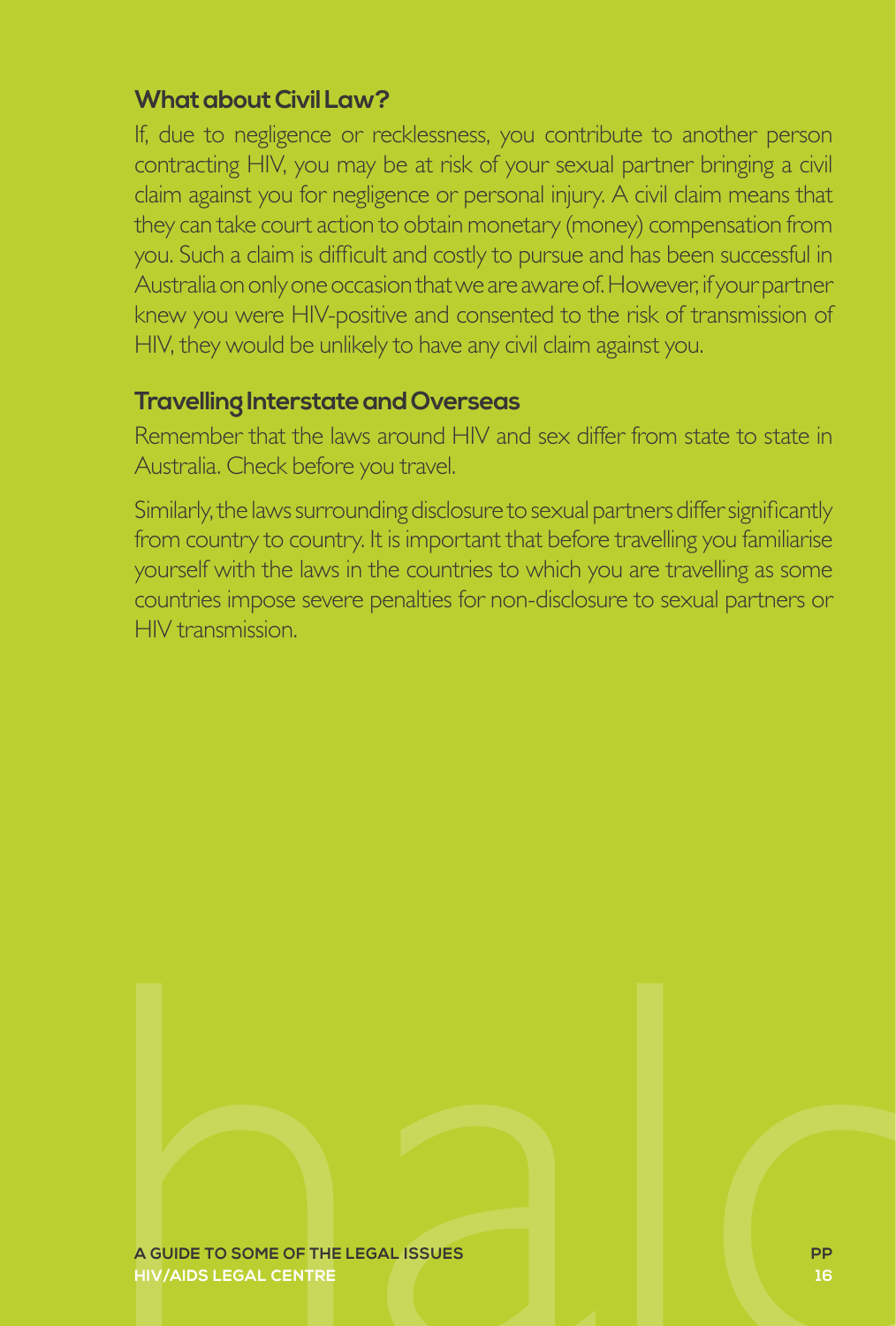## What about Civil Law?

If, due to negligence or recklessness, you contribute to another person contracting HIV, you may be at risk of your sexual partner bringing a civil claim against you for negligence or personal injury. A civil claim means that they can take court action to obtain monetary (money) compensation from you. Such a claim is difficult and costly to pursue and has been successful in Australia on only one occasion that we are aware of. However, if your partner knew you were HIV-positive and consented to the risk of transmission of HIV, they would be unlikely to have any civil claim against you.

## Travelling Interstate and Overseas

Remember that the laws around HIV and sex differ from state to state in Australia. Check before you travel.

Similarly, the laws surrounding disclosure to sexual partners differ significantly from country to country. It is important that before travelling you familiarise yourself with the laws in the countries to which you are travelling as some countries impose severe penalties for non-disclosure to sexual partners or HIV transmission.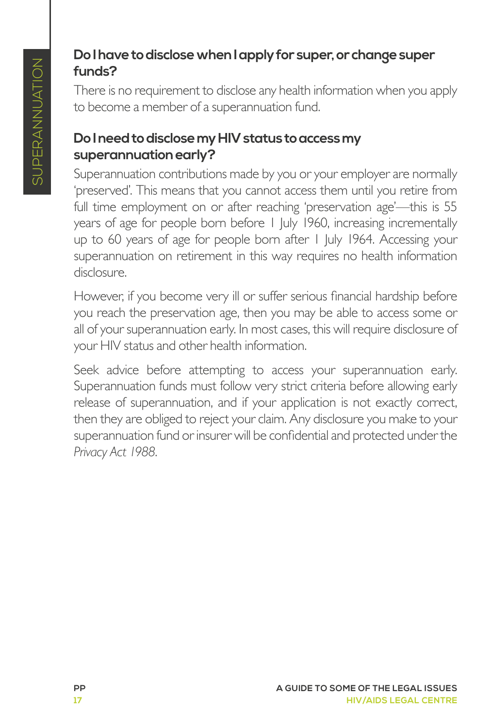## Do I have to disclose when I apply for super, or change super funds?

There is no requirement to disclose any health information when you apply to become a member of a superannuation fund.

## Do I need to disclose my HIV status to access my superannuation early?

Superannuation contributions made by you or your employer are normally 'preserved'. This means that you cannot access them until you retire from full time employment on or after reaching 'preservation age'—this is 55 years of age for people born before 1 July 1960, increasing incrementally up to 60 years of age for people born after 1 July 1964. Accessing your superannuation on retirement in this way requires no health information disclosure.

However, if you become very ill or suffer serious financial hardship before you reach the preservation age, then you may be able to access some or all of your superannuation early. In most cases, this will require disclosure of your HIV status and other health information.

Seek advice before attempting to access your superannuation early. Superannuation funds must follow very strict criteria before allowing early release of superannuation, and if your application is not exactly correct, then they are obliged to reject your claim. Any disclosure you make to your superannuation fund or insurer will be confidential and protected under the *Privacy Act 1988*.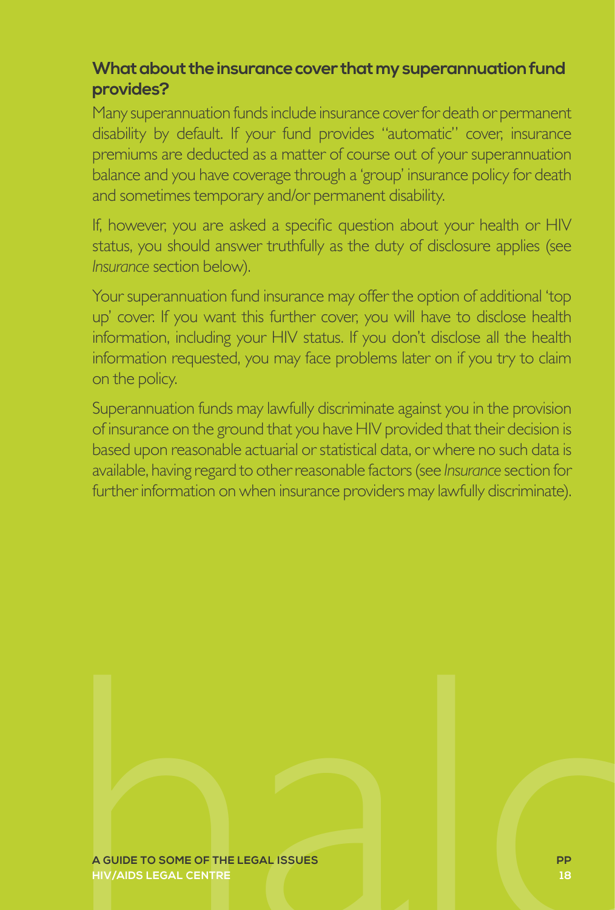### What about the insurance cover that my superannuation fund provides?

Many superannuation funds include insurance cover for death or permanent disability by default. If your fund provides "automatic" cover, insurance premiums are deducted as a matter of course out of your superannuation balance and you have coverage through a 'group' insurance policy for death and sometimes temporary and/or permanent disability.

If, however, you are asked a specific question about your health or HIV status, you should answer truthfully as the duty of disclosure applies (see *Insurance* section below).

Your superannuation fund insurance may offer the option of additional 'top up' cover. If you want this further cover, you will have to disclose health information, including your HIV status. If you don't disclose all the health information requested, you may face problems later on if you try to claim on the policy.

Superannuation funds may lawfully discriminate against you in the provision of insurance on the ground that you have HIV provided that their decision is based upon reasonable actuarial or statistical data, or where no such data is available, having regard to other reasonable factors (see *Insurance* section for further information on when insurance providers may lawfully discriminate).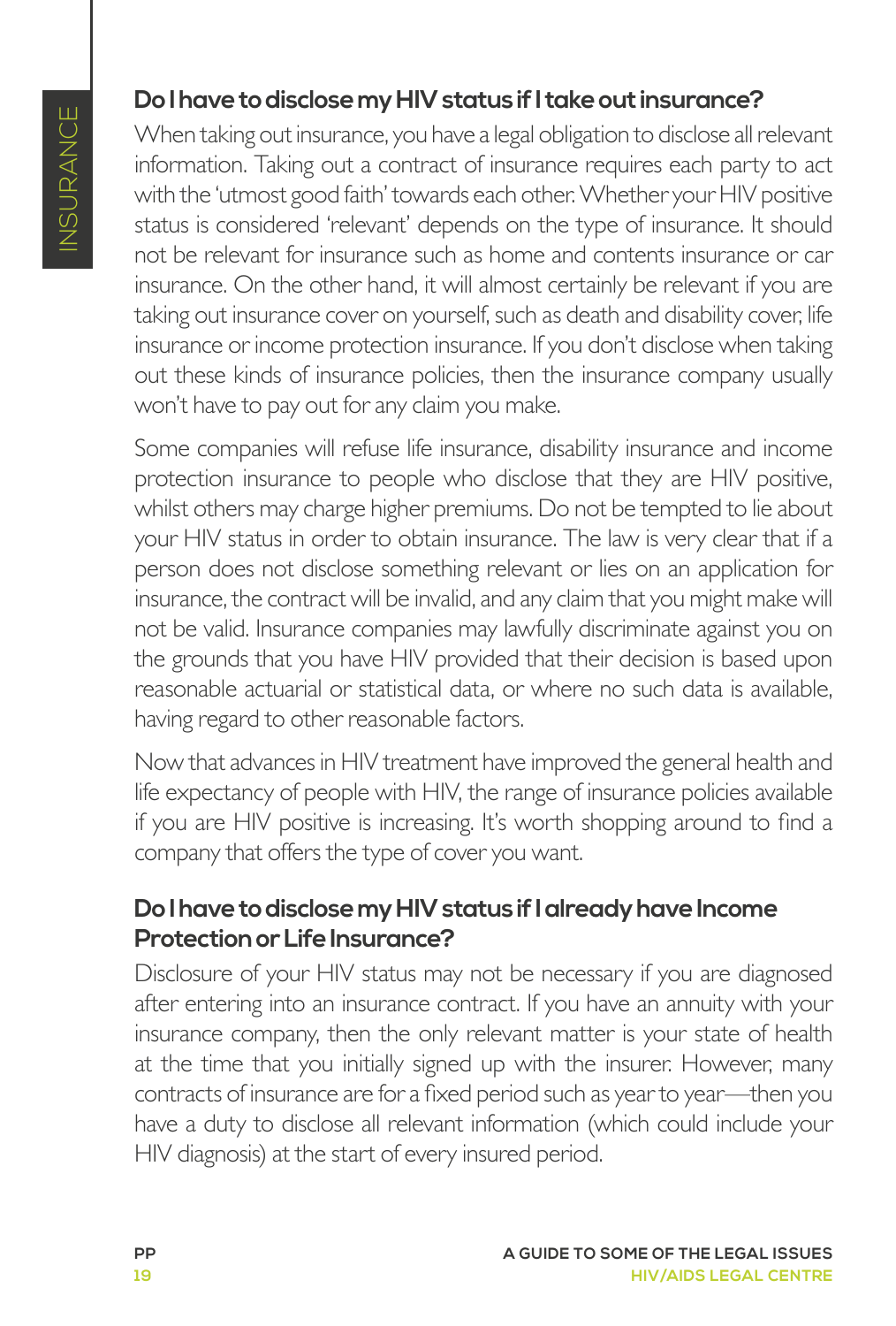## Do I have to disclose my HIV status if I take out insurance?

When taking out insurance, you have a legal obligation to disclose all relevant information. Taking out a contract of insurance requires each party to act with the 'utmost good faith' towards each other. Whether your HIV positive status is considered 'relevant' depends on the type of insurance. It should not be relevant for insurance such as home and contents insurance or car insurance. On the other hand, it will almost certainly be relevant if you are taking out insurance cover on yourself, such as death and disability cover, life insurance or income protection insurance. If you don't disclose when taking out these kinds of insurance policies, then the insurance company usually won't have to pay out for any claim you make.

Some companies will refuse life insurance, disability insurance and income protection insurance to people who disclose that they are HIV positive, whilst others may charge higher premiums. Do not be tempted to lie about your HIV status in order to obtain insurance. The law is very clear that if a person does not disclose something relevant or lies on an application for insurance, the contract will be invalid, and any claim that you might make will not be valid. Insurance companies may lawfully discriminate against you on the grounds that you have HIV provided that their decision is based upon reasonable actuarial or statistical data, or where no such data is available, having regard to other reasonable factors.

Now that advances in HIV treatment have improved the general health and life expectancy of people with HIV, the range of insurance policies available if you are HIV positive is increasing. It's worth shopping around to find a company that offers the type of cover you want.

## Do I have to disclose my HIV status if I already have Income Protection or Life Insurance?

Disclosure of your HIV status may not be necessary if you are diagnosed after entering into an insurance contract. If you have an annuity with your insurance company, then the only relevant matter is your state of health at the time that you initially signed up with the insurer. However, many contracts of insurance are for a fixed period such as year to year—then you have a duty to disclose all relevant information (which could include your HIV diagnosis) at the start of every insured period.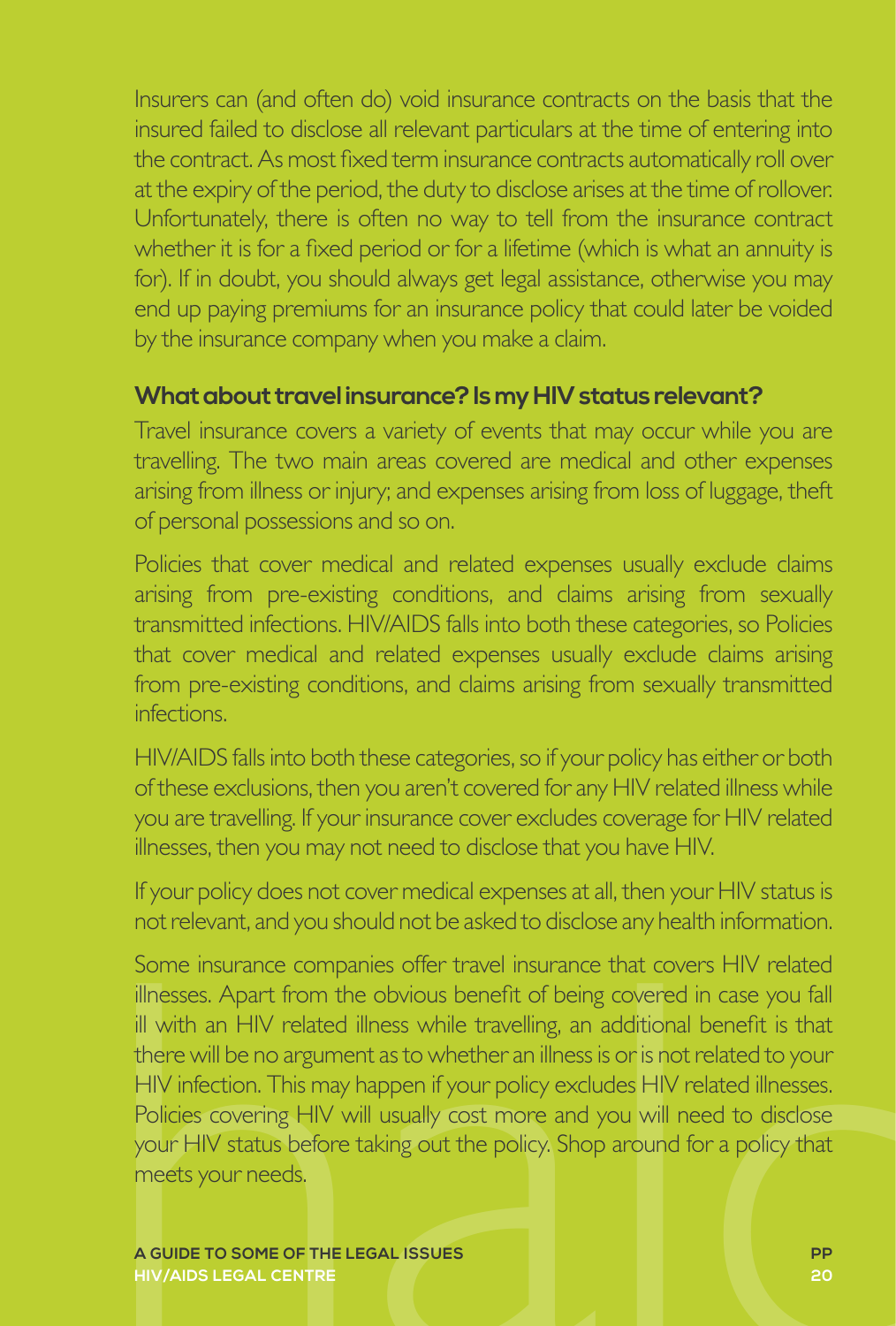Insurers can (and often do) void insurance contracts on the basis that the insured failed to disclose all relevant particulars at the time of entering into the contract. As most fixed term insurance contracts automatically roll over at the expiry of the period, the duty to disclose arises at the time of rollover. Unfortunately, there is often no way to tell from the insurance contract whether it is for a fixed period or for a lifetime (which is what an annuity is for). If in doubt, you should always get legal assistance, otherwise you may end up paying premiums for an insurance policy that could later be voided by the insurance company when you make a claim.

### What about travel insurance? Is my HIV status relevant?

Travel insurance covers a variety of events that may occur while you are travelling. The two main areas covered are medical and other expenses arising from illness or injury; and expenses arising from loss of luggage, theft of personal possessions and so on.

Policies that cover medical and related expenses usually exclude claims arising from pre-existing conditions, and claims arising from sexually transmitted infections. HIV/AIDS falls into both these categories, so Policies that cover medical and related expenses usually exclude claims arising from pre-existing conditions, and claims arising from sexually transmitted infections.

HIV/AIDS falls into both these categories, so if your policy has either or both of these exclusions, then you aren't covered for any HIV related illness while you are travelling. If your insurance cover excludes coverage for HIV related illnesses, then you may not need to disclose that you have HIV.

If your policy does not cover medical expenses at all, then your HIV status is not relevant, and you should not be asked to disclose any health information.

Some insurance companies offer travel insurance that covers HIV related illnesses. Apart from the obvious benefit of being covered in case you fall ill with an HIV related illness while travelling, an additional benefit is that there will be no argument as to whether an illness is or is not related to your HIV infection. This may happen if your policy excludes HIV related illnesses. Policies covering HIV will usually cost more and you will need to disclose your HIV status before taking out the policy. Shop around for a policy that meets your needs.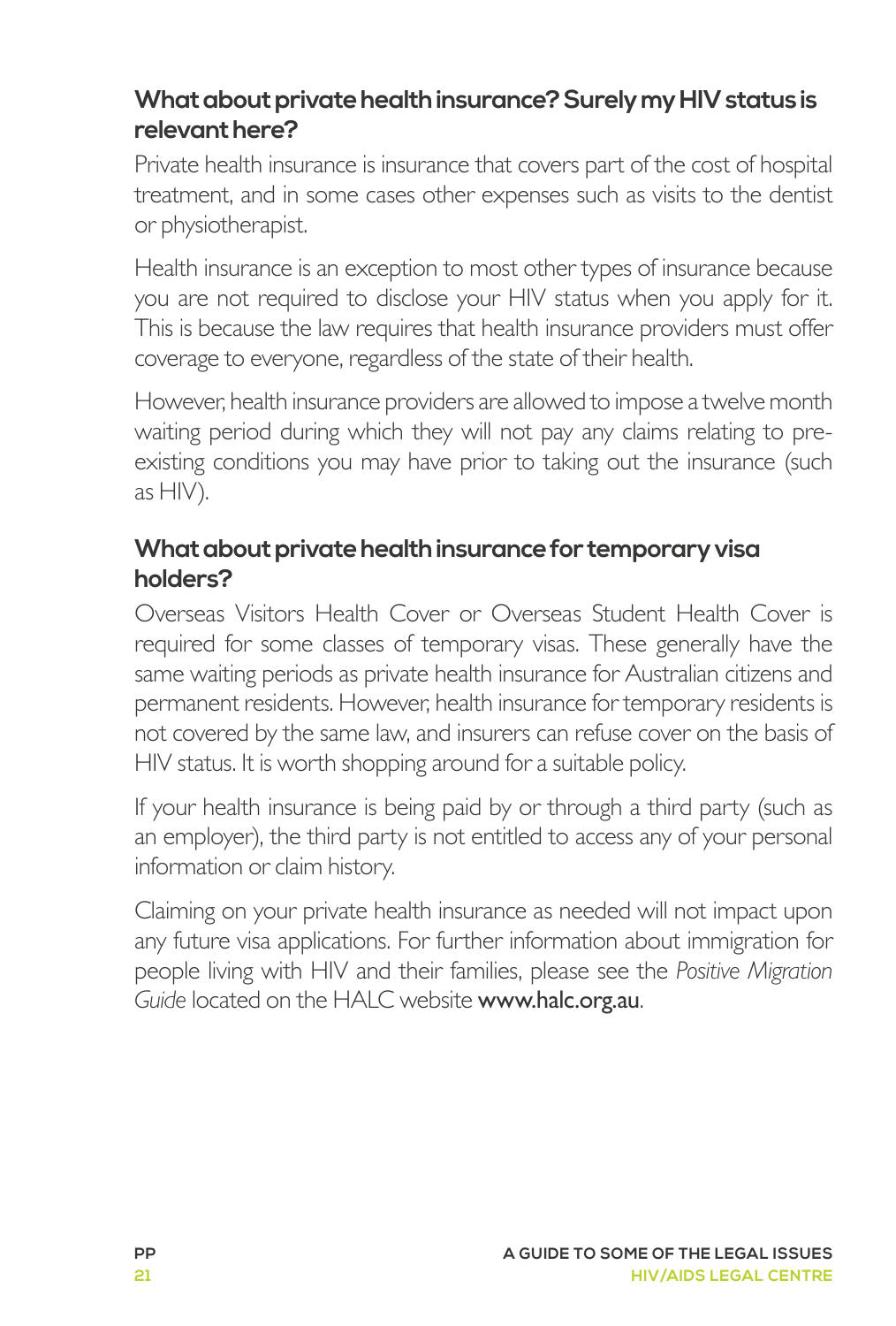### What about private health insurance? Surely my HIV status is relevant here?

Private health insurance is insurance that covers part of the cost of hospital treatment, and in some cases other expenses such as visits to the dentist or physiotherapist.

Health insurance is an exception to most other types of insurance because you are not required to disclose your HIV status when you apply for it. This is because the law requires that health insurance providers must offer coverage to everyone, regardless of the state of their health.

However, health insurance providers are allowed to impose a twelve month waiting period during which they will not pay any claims relating to pre-existing conditions you may have prior to taking out the insurance (such as HIV).

### What about private health insurance for temporary visa holders?

Overseas Visitors Health Cover or Overseas Student Health Cover is required for some classes of temporary visas. These generally have the same waiting periods as private health insurance for Australian citizens and permanent residents. However, health insurance for temporary residents is not covered by the same law, and insurers can refuse cover on the basis of HIV status. It is worth shopping around for a suitable policy.

If your health insurance is being paid by or through a third party (such as an employer), the third party is not entitled to access any of your personal information or claim history.

Claiming on your private health insurance as needed will not impact upon any future visa applications. For further information about immigration for people living with HIV and their families, please see the *Positive Migration Guide* located on the HALC website **www.halc.org.au**.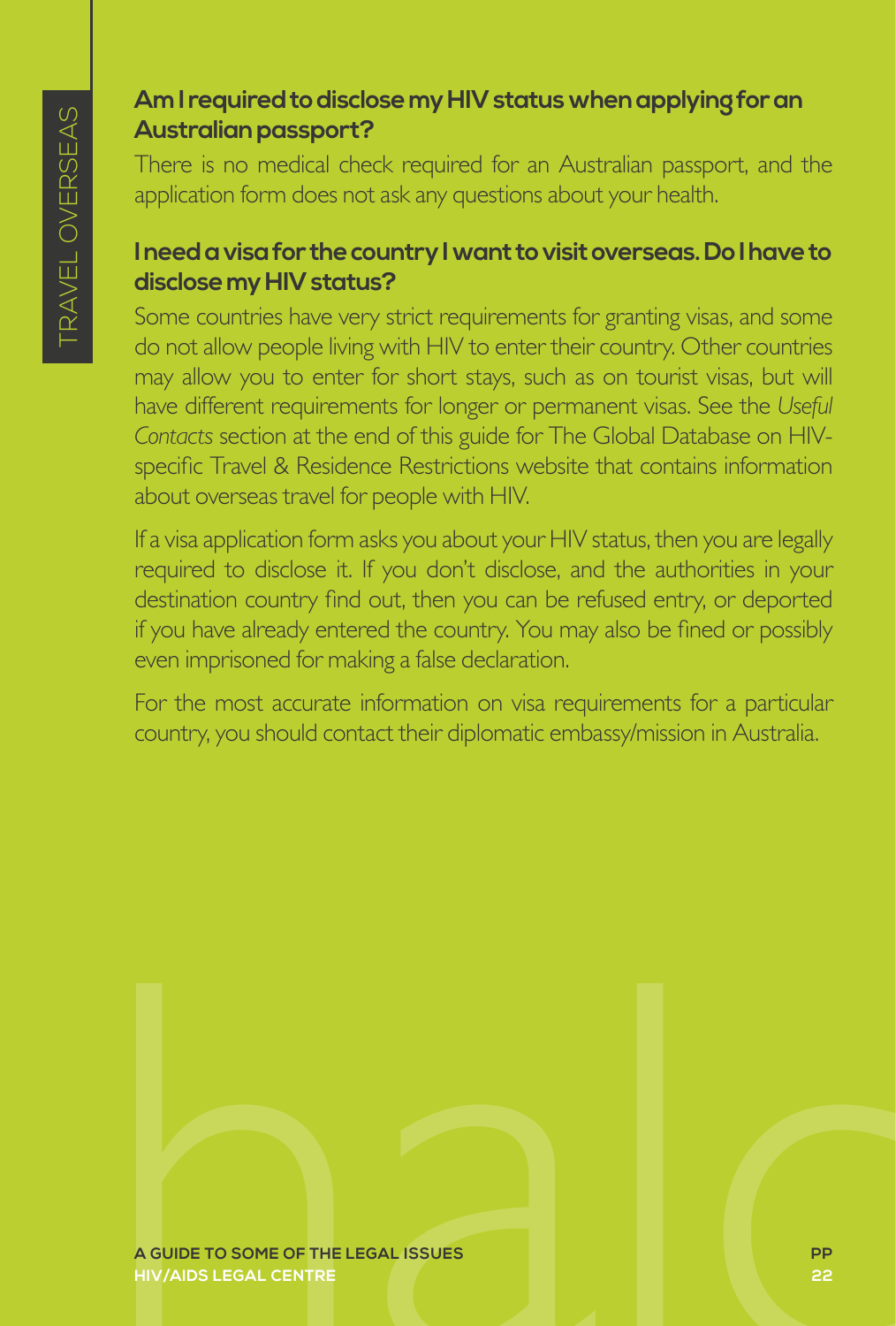### Am I required to disclose my HIV status when applying for an Australian passport?

There is no medical check required for an Australian passport, and the application form does not ask any questions about your health.

### I need a visa for the country I want to visit overseas. Do I have to disclose my HIV status?

Some countries have very strict requirements for granting visas, and some do not allow people living with HIV to enter their country. Other countries may allow you to enter for short stays, such as on tourist visas, but will have different requirements for longer or permanent visas. See the *Useful Contacts* section at the end of this guide for The Global Database on HIV-specific Travel & Residence Restrictions website that contains information about overseas travel for people with HIV.

If a visa application form asks you about your HIV status, then you are legally required to disclose it. If you don't disclose, and the authorities in your destination country find out, then you can be refused entry, or deported if you have already entered the country. You may also be fined or possibly even imprisoned for making a false declaration.

For the most accurate information on visa requirements for a particular country, you should contact their diplomatic embassy/mission in Australia.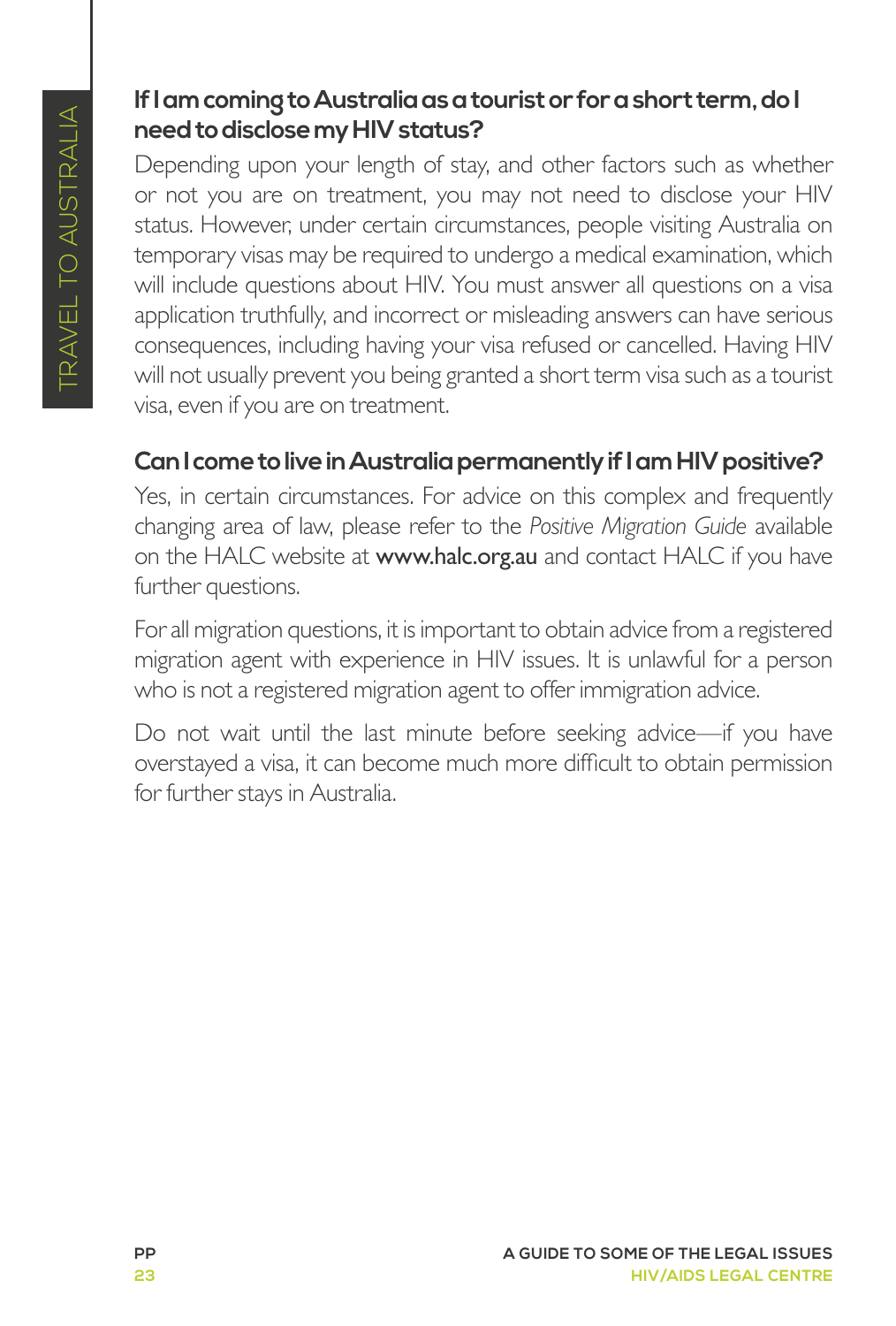### If I am coming to Australia as a tourist or for a short term, do I need to disclose my HIV status?

Depending upon your length of stay, and other factors such as whether or not you are on treatment, you may not need to disclose your HIV status. However, under certain circumstances, people visiting Australia on temporary visas may be required to undergo a medical examination, which will include questions about HIV. You must answer all questions on a visa application truthfully, and incorrect or misleading answers can have serious consequences, including having your visa refused or cancelled. Having HIV will not usually prevent you being granted a short term visa such as a tourist visa, even if you are on treatment.

### Can I come to live in Australia permanently if I am HIV positive?

Yes, in certain circumstances. For advice on this complex and frequently changing area of law, please refer to the *Positive Migration Guide* available on the HALC website at **www.halc.org.au** and contact HALC if you have further questions.

For all migration questions, it is important to obtain advice from a registered migration agent with experience in HIV issues. It is unlawful for a person who is not a registered migration agent to offer immigration advice.

Do not wait until the last minute before seeking advice—if you have overstayed a visa, it can become much more difficult to obtain permission for further stays in Australia.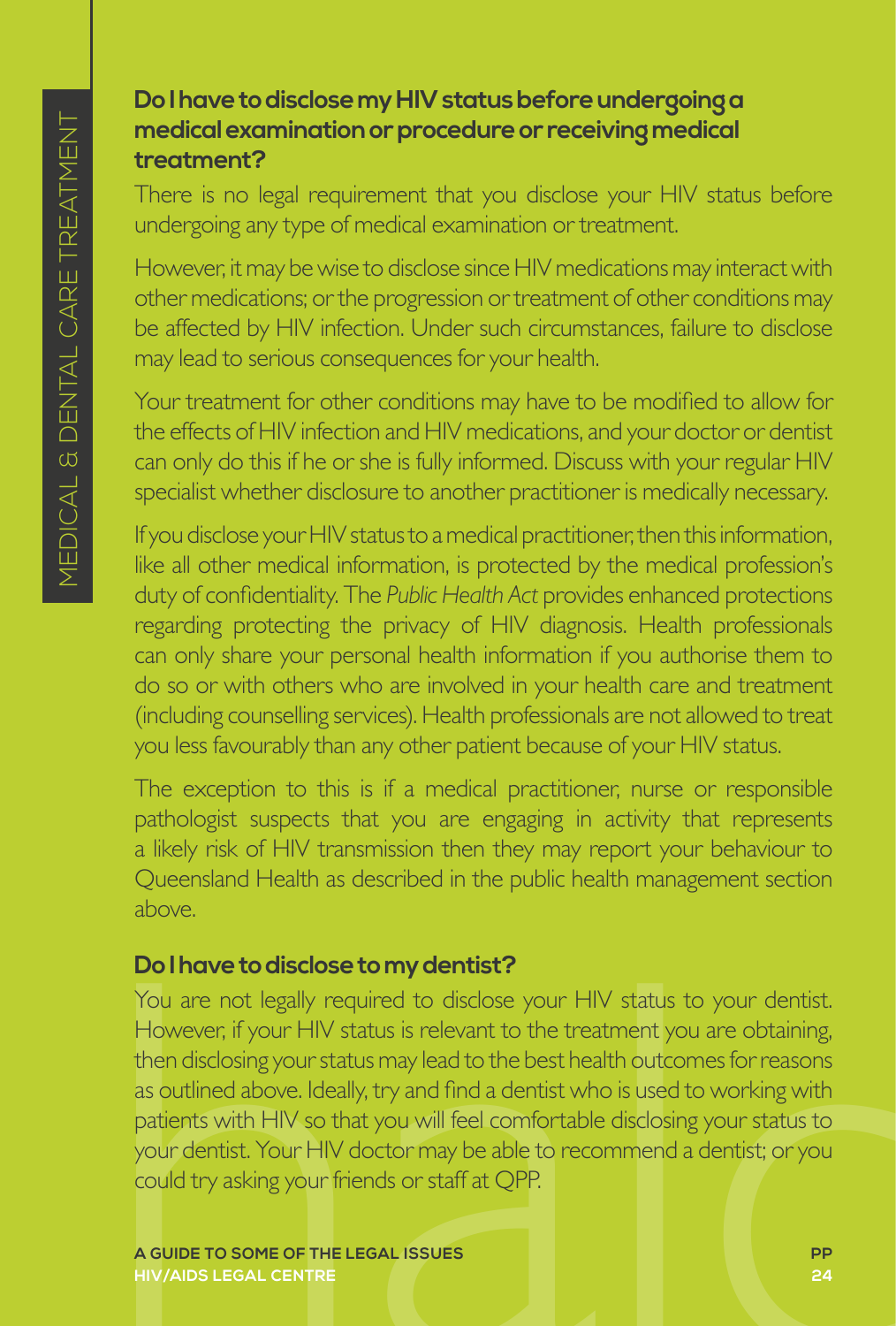## Do I have to disclose my HIV status before undergoing a medical examination or procedure or receiving medical treatment?

There is no legal requirement that you disclose your HIV status before undergoing any type of medical examination or treatment.

However, it may be wise to disclose since HIV medications may interact with other medications; or the progression or treatment of other conditions may be affected by HIV infection. Under such circumstances, failure to disclose may lead to serious consequences for your health.

Your treatment for other conditions may have to be modified to allow for the effects of HIV infection and HIV medications, and your doctor or dentist can only do this if he or she is fully informed. Discuss with your regular HIV specialist whether disclosure to another practitioner is medically necessary.

If you disclose your HIV status to a medical practitioner, then this information, like all other medical information, is protected by the medical profession's duty of confidentiality. The *Public Health Act* provides enhanced protections regarding protecting the privacy of HIV diagnosis. Health professionals can only share your personal health information if you authorise them to do so or with others who are involved in your health care and treatment (including counselling services). Health professionals are not allowed to treat you less favourably than any other patient because of your HIV status.

The exception to this is if a medical practitioner, nurse or responsible pathologist suspects that you are engaging in activity that represents a likely risk of HIV transmission then they may report your behaviour to Queensland Health as described in the public health management section above.

## Do I have to disclose to my dentist?

You are not legally required to disclose your HIV status to your dentist. However, if your HIV status is relevant to the treatment you are obtaining, then disclosing your status may lead to the best health outcomes for reasons as outlined above. Ideally, try and find a dentist who is used to working with patients with HIV so that you will feel comfortable disclosing your status to your dentist. Your HIV doctor may be able to recommend a dentist; or you could try asking your friends or staff at QPP.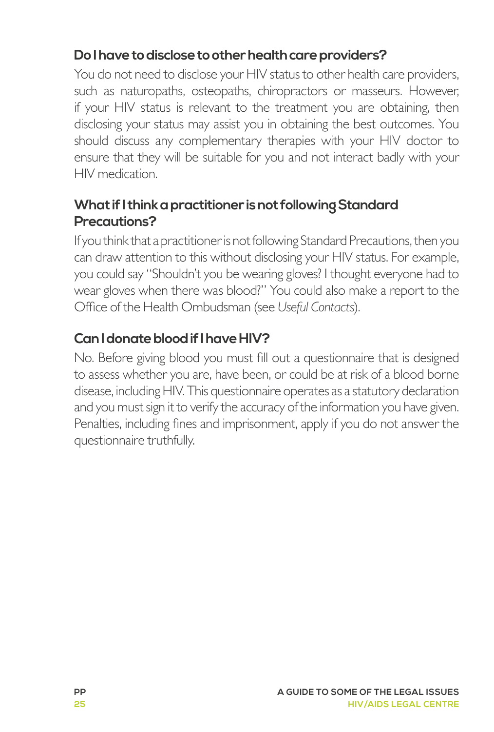## Do I have to disclose to other health care providers?

You do not need to disclose your HIV status to other health care providers, such as naturopaths, osteopaths, chiropractors or masseurs. However, if your HIV status is relevant to the treatment you are obtaining, then disclosing your status may assist you in obtaining the best outcomes. You should discuss any complementary therapies with your HIV doctor to ensure that they will be suitable for you and not interact badly with your HIV medication.

## What if I think a practitioner is not following Standard Precautions?

If you think that a practitioner is not following Standard Precautions, then you can draw attention to this without disclosing your HIV status. For example, you could say "Shouldn't you be wearing gloves? I thought everyone had to wear gloves when there was blood?" You could also make a report to the Office of the Health Ombudsman (see *Useful Contacts*).

## Can I donate blood if I have HIV?

No. Before giving blood you must fill out a questionnaire that is designed to assess whether you are, have been, or could be at risk of a blood borne disease, including HIV. This questionnaire operates as a statutory declaration and you must sign it to verify the accuracy of the information you have given. Penalties, including fines and imprisonment, apply if you do not answer the questionnaire truthfully.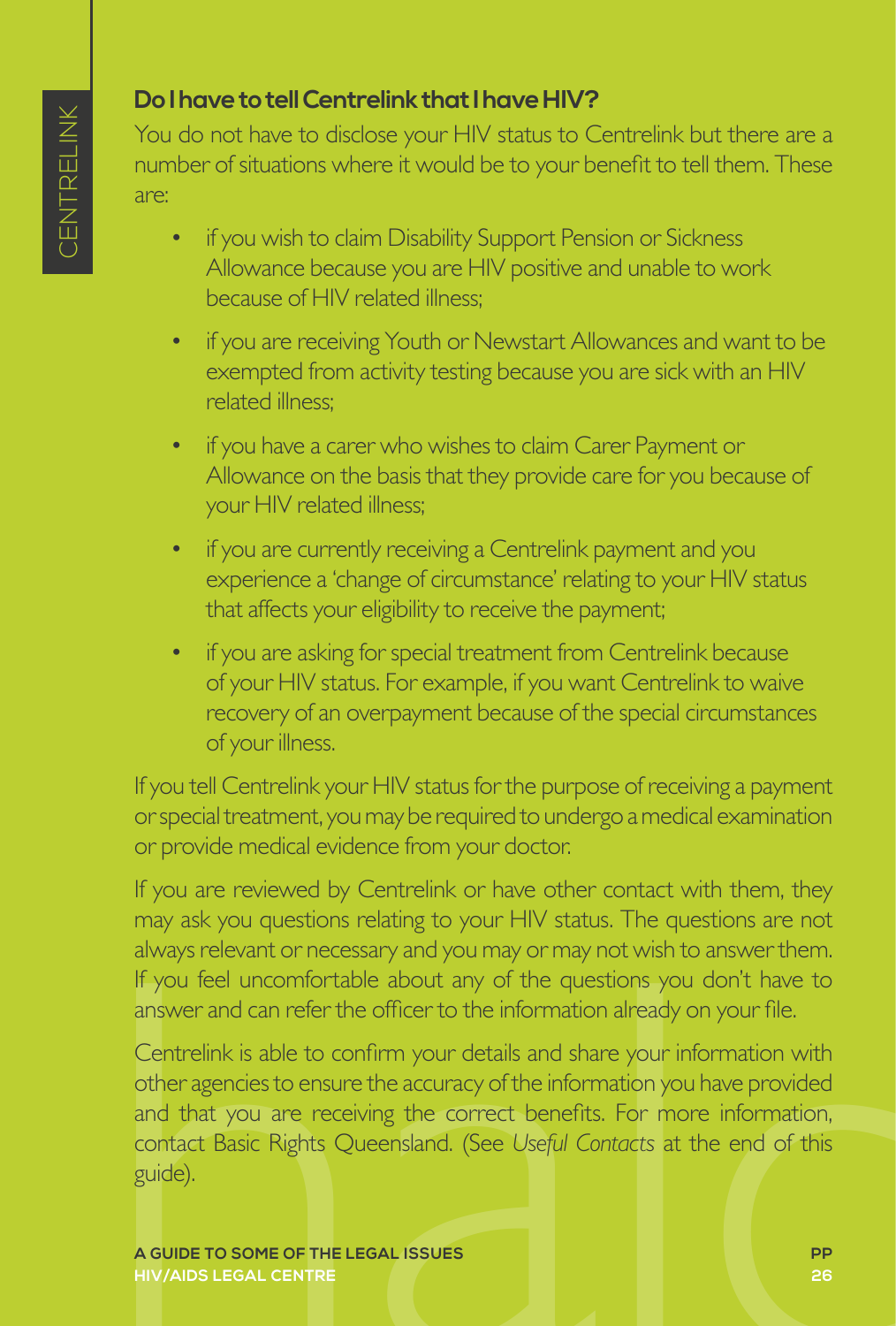## Do I have to tell Centrelink that I have HIV?

You do not have to disclose your HIV status to Centrelink but there are a number of situations where it would be to your benefit to tell them. These are:

- if you wish to claim Disability Support Pension or Sickness Allowance because you are HIV positive and unable to work because of HIV related illness;
- if you are receiving Youth or Newstart Allowances and want to be exempted from activity testing because you are sick with an HIV related illness;
- if you have a carer who wishes to claim Carer Payment or Allowance on the basis that they provide care for you because of your HIV related illness;
- if you are currently receiving a Centrelink payment and you experience a 'change of circumstance' relating to your HIV status that affects your eligibility to receive the payment;
- if you are asking for special treatment from Centrelink because of your HIV status. For example, if you want Centrelink to waive recovery of an overpayment because of the special circumstances of your illness.

If you tell Centrelink your HIV status for the purpose of receiving a payment or special treatment, you may be required to undergo a medical examination or provide medical evidence from your doctor.

If you are reviewed by Centrelink or have other contact with them, they may ask you questions relating to your HIV status. The questions are not always relevant or necessary and you may or may not wish to answer them. If you feel uncomfortable about any of the questions you don't have to answer and can refer the officer to the information already on your file.

Centrelink is able to confirm your details and share your information with other agencies to ensure the accuracy of the information you have provided and that you are receiving the correct benefits. For more information, contact Basic Rights Queensland. (See *Useful Contacts* at the end of this guide).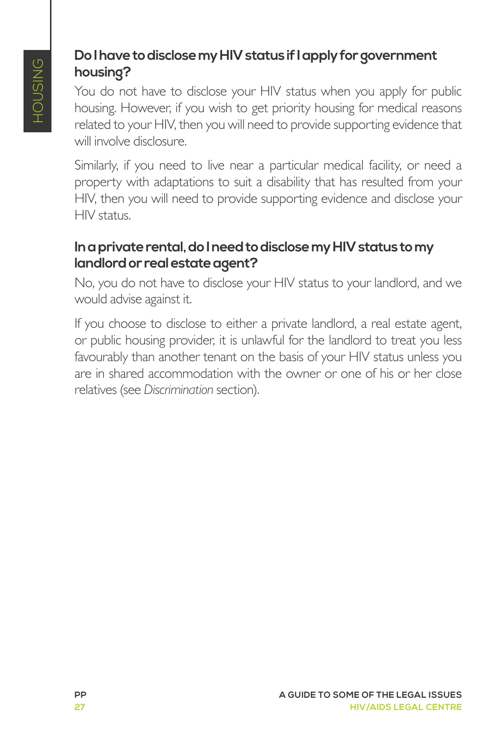### Do I have to disclose my HIV status if I apply for government housing?

You do not have to disclose your HIV status when you apply for public housing. However, if you wish to get priority housing for medical reasons related to your HIV, then you will need to provide supporting evidence that will involve disclosure.

Similarly, if you need to live near a particular medical facility, or need a property with adaptations to suit a disability that has resulted from your HIV, then you will need to provide supporting evidence and disclose your HIV status.

### In a private rental, do I need to disclose my HIV status to my landlord or real estate agent?

No, you do not have to disclose your HIV status to your landlord, and we would advise against it.

If you choose to disclose to either a private landlord, a real estate agent, or public housing provider, it is unlawful for the landlord to treat you less favourably than another tenant on the basis of your HIV status unless you are in shared accommodation with the owner or one of his or her close relatives (see *Discrimination* section).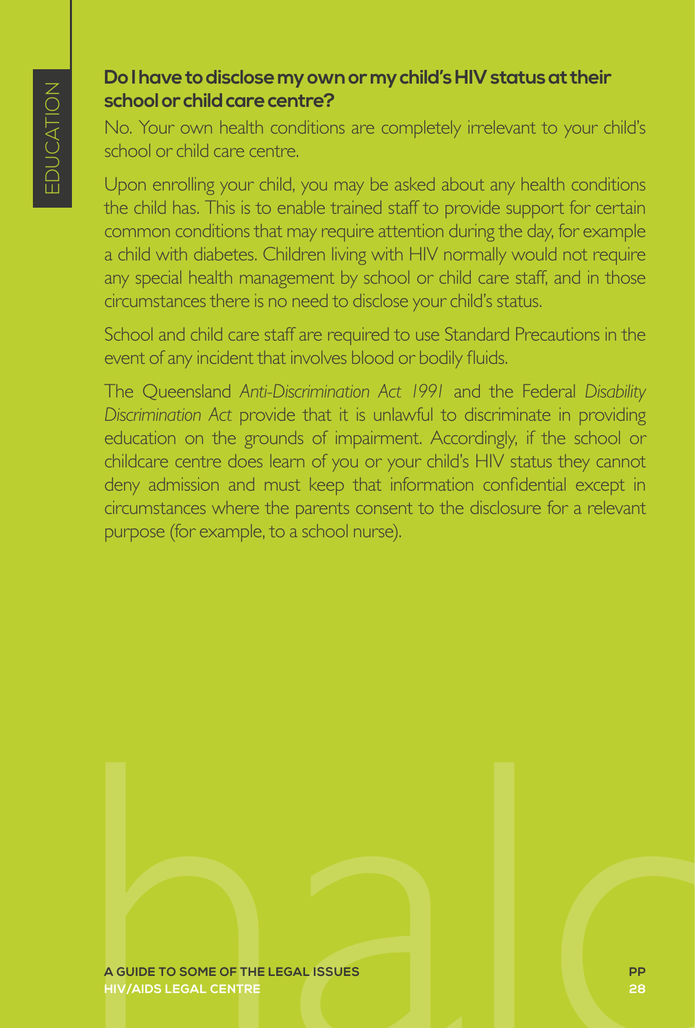### Do I have to disclose my own or my child's HIV status at their school or child care centre?

No. Your own health conditions are completely irrelevant to your child's school or child care centre.

Upon enrolling your child, you may be asked about any health conditions the child has. This is to enable trained staff to provide support for certain common conditions that may require attention during the day, for example a child with diabetes. Children living with HIV normally would not require any special health management by school or child care staff, and in those circumstances there is no need to disclose your child's status.

School and child care staff are required to use Standard Precautions in the event of any incident that involves blood or bodily fluids.

The Queensland *Anti-Discrimination Act 1991* and the Federal *Disability Discrimination Act* provide that it is unlawful to discriminate in providing education on the grounds of impairment. Accordingly, if the school or childcare centre does learn of you or your child's HIV status they cannot deny admission and must keep that information confidential except in circumstances where the parents consent to the disclosure for a relevant purpose (for example, to a school nurse).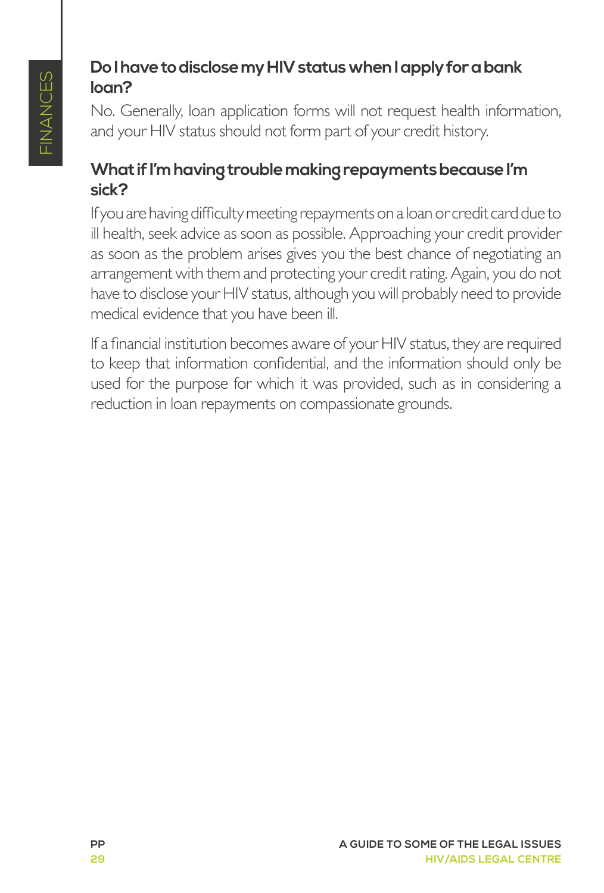### Do I have to disclose my HIV status when I apply for a bank loan?

No. Generally, loan application forms will not request health information, and your HIV status should not form part of your credit history.

### What if I'm having trouble making repayments because I'm sick?

If you are having difficulty meeting repayments on a loan or credit card due to ill health, seek advice as soon as possible. Approaching your credit provider as soon as the problem arises gives you the best chance of negotiating an arrangement with them and protecting your credit rating. Again, you do not have to disclose your HIV status, although you will probably need to provide medical evidence that you have been ill.

If a financial institution becomes aware of your HIV status, they are required to keep that information confidential, and the information should only be used for the purpose for which it was provided, such as in considering a reduction in loan repayments on compassionate grounds.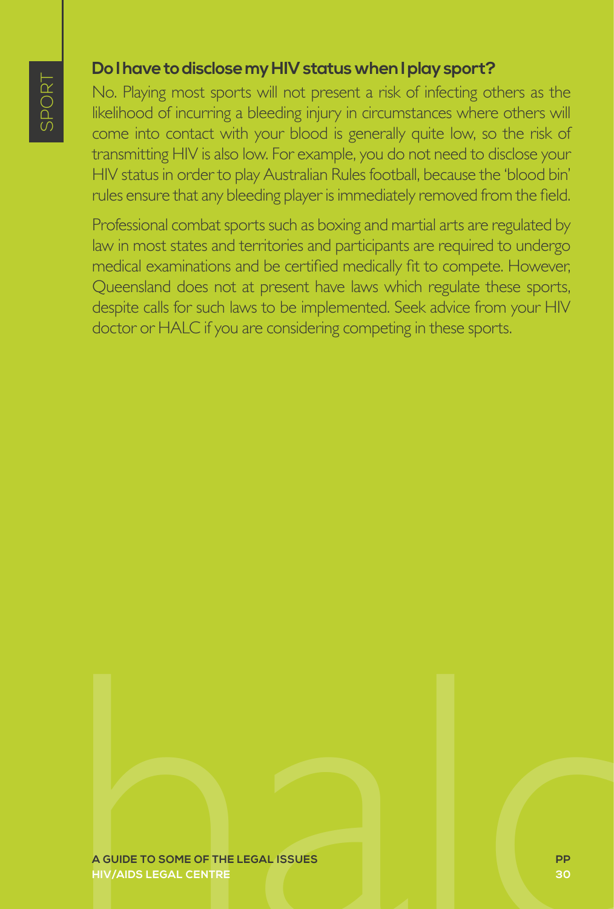### Do I have to disclose my HIV status when I play sport?

No. Playing most sports will not present a risk of infecting others as the likelihood of incurring a bleeding injury in circumstances where others will come into contact with your blood is generally quite low, so the risk of transmitting HIV is also low. For example, you do not need to disclose your HIV status in order to play Australian Rules football, because the 'blood bin' rules ensure that any bleeding player is immediately removed from the field.

Professional combat sports such as boxing and martial arts are regulated by law in most states and territories and participants are required to undergo medical examinations and be certified medically fit to compete. However, Queensland does not at present have laws which regulate these sports, despite calls for such laws to be implemented. Seek advice from your HIV doctor or HALC if you are considering competing in these sports.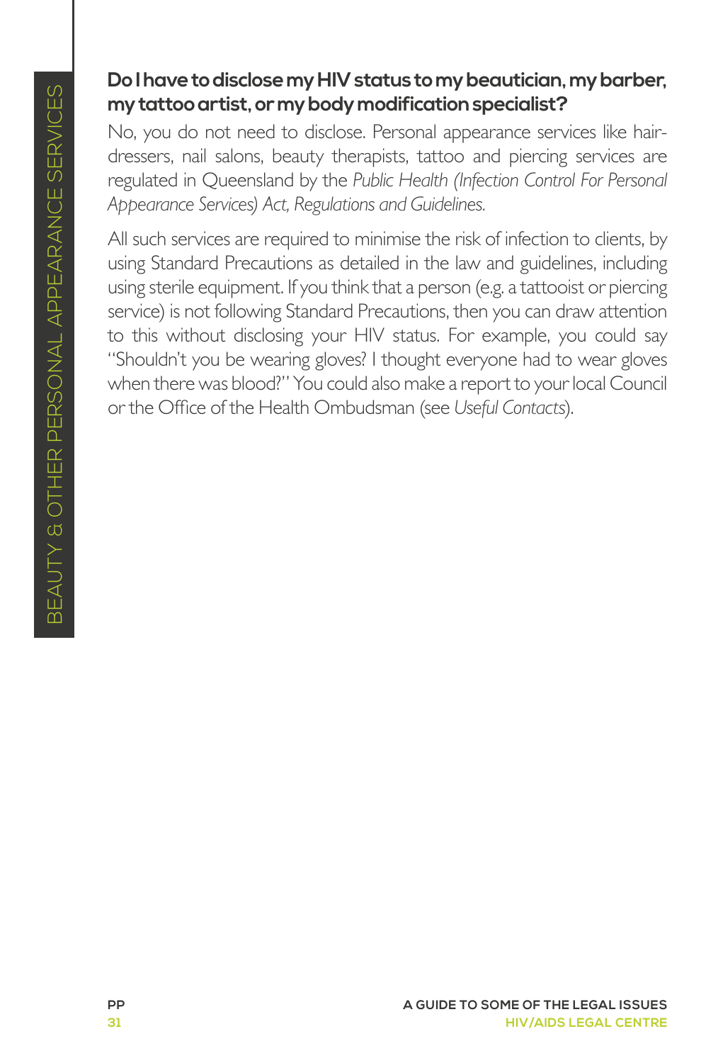### Do I have to disclose my HIV status to my beautician, my barber, my tattoo artist, or my body modification specialist?

No, you do not need to disclose. Personal appearance services like hairdressers, nail salons, beauty therapists, tattoo and piercing services are regulated in Queensland by the *Public Health (Infection Control For Personal Appearance Services) Act, Regulations and Guidelines.*

All such services are required to minimise the risk of infection to clients, by using Standard Precautions as detailed in the law and guidelines, including using sterile equipment. If you think that a person (e.g. a tattooist or piercing service) is not following Standard Precautions, then you can draw attention to this without disclosing your HIV status. For example, you could say "Shouldn't you be wearing gloves? I thought everyone had to wear gloves when there was blood?" You could also make a report to your local Council or the Office of the Health Ombudsman (see *Useful Contacts*).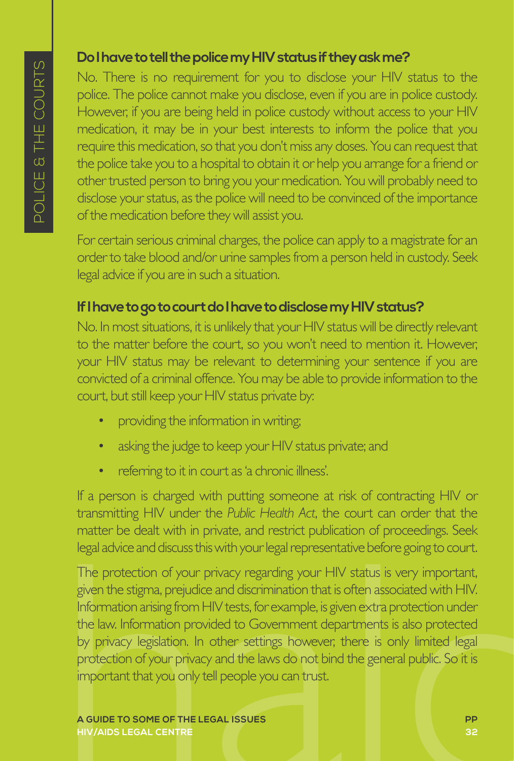### Do I have to tell the police my HIV status if they ask me?

No. There is no requirement for you to disclose your HIV status to the police. The police cannot make you disclose, even if you are in police custody. However, if you are being held in police custody without access to your HIV medication, it may be in your best interests to inform the police that you require this medication, so that you don't miss any doses. You can request that the police take you to a hospital to obtain it or help you arrange for a friend or other trusted person to bring you your medication. You will probably need to disclose your status, as the police will need to be convinced of the importance of the medication before they will assist you.

For certain serious criminal charges, the police can apply to a magistrate for an order to take blood and/or urine samples from a person held in custody. Seek legal advice if you are in such a situation.

### If I have to go to court do I have to disclose my HIV status?

No. In most situations, it is unlikely that your HIV status will be directly relevant to the matter before the court, so you won't need to mention it. However, your HIV status may be relevant to determining your sentence if you are convicted of a criminal offence. You may be able to provide information to the court, but still keep your HIV status private by:

- providing the information in writing;
- asking the judge to keep your HIV status private; and
- referring to it in court as 'a chronic illness'.

If a person is charged with putting someone at risk of contracting HIV or transmitting HIV under the *Public Health Act*, the court can order that the matter be dealt with in private, and restrict publication of proceedings. Seek legal advice and discuss this with your legal representative before going to court.

The protection of your privacy regarding your HIV status is very important, given the stigma, prejudice and discrimination that is often associated with HIV. Information arising from HIV tests, for example, is given extra protection under the law. Information provided to Government departments is also protected by privacy legislation. In other settings however, there is only limited legal protection of your privacy and the laws do not bind the general public. So it is important that you only tell people you can trust.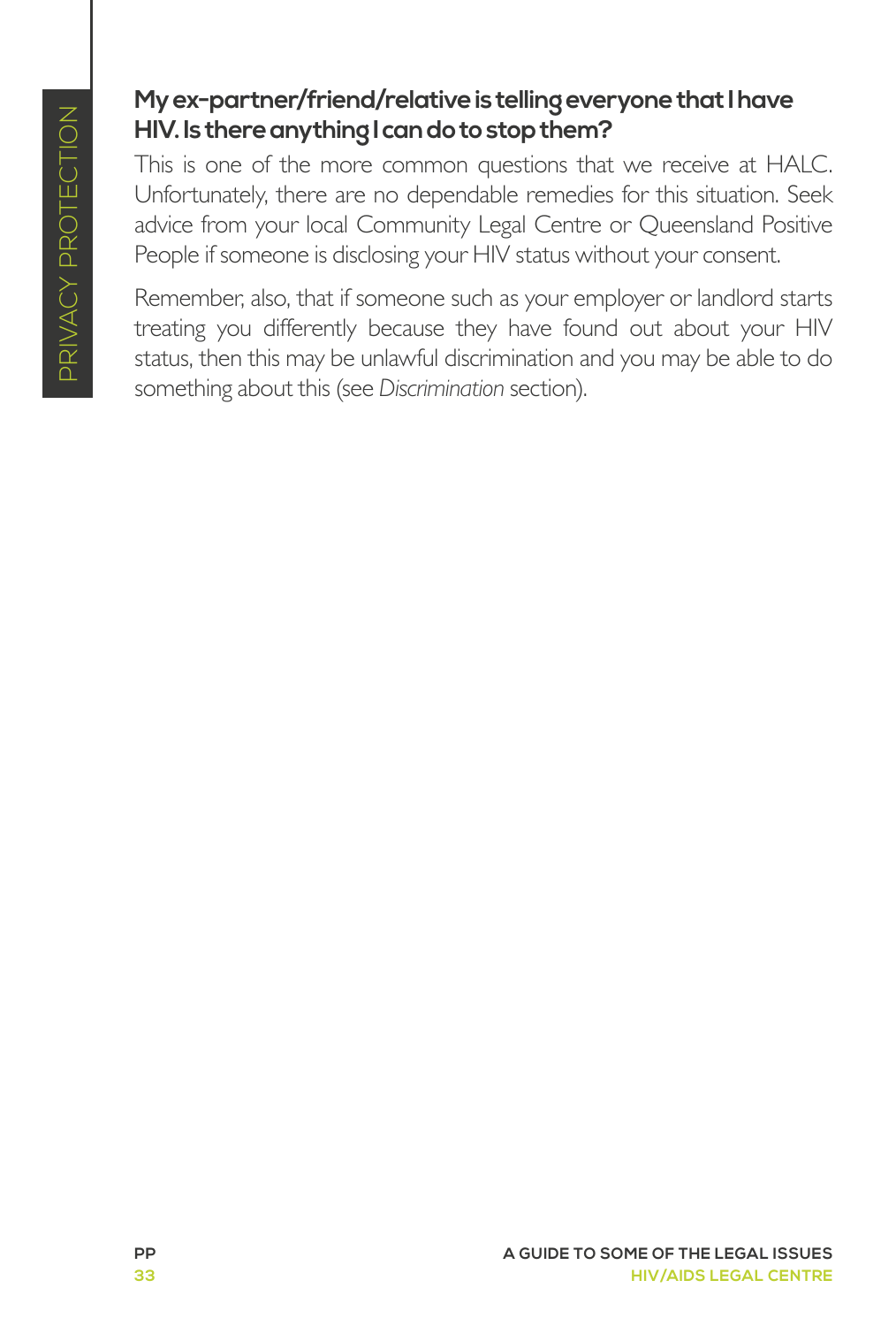### My ex-partner/friend/relative is telling everyone that I have HIV. Is there anything I can do to stop them?

This is one of the more common questions that we receive at HALC. Unfortunately, there are no dependable remedies for this situation. Seek advice from your local Community Legal Centre or Queensland Positive People if someone is disclosing your HIV status without your consent.

Remember, also, that if someone such as your employer or landlord starts treating you differently because they have found out about your HIV status, then this may be unlawful discrimination and you may be able to do something about this (see *Discrimination* section).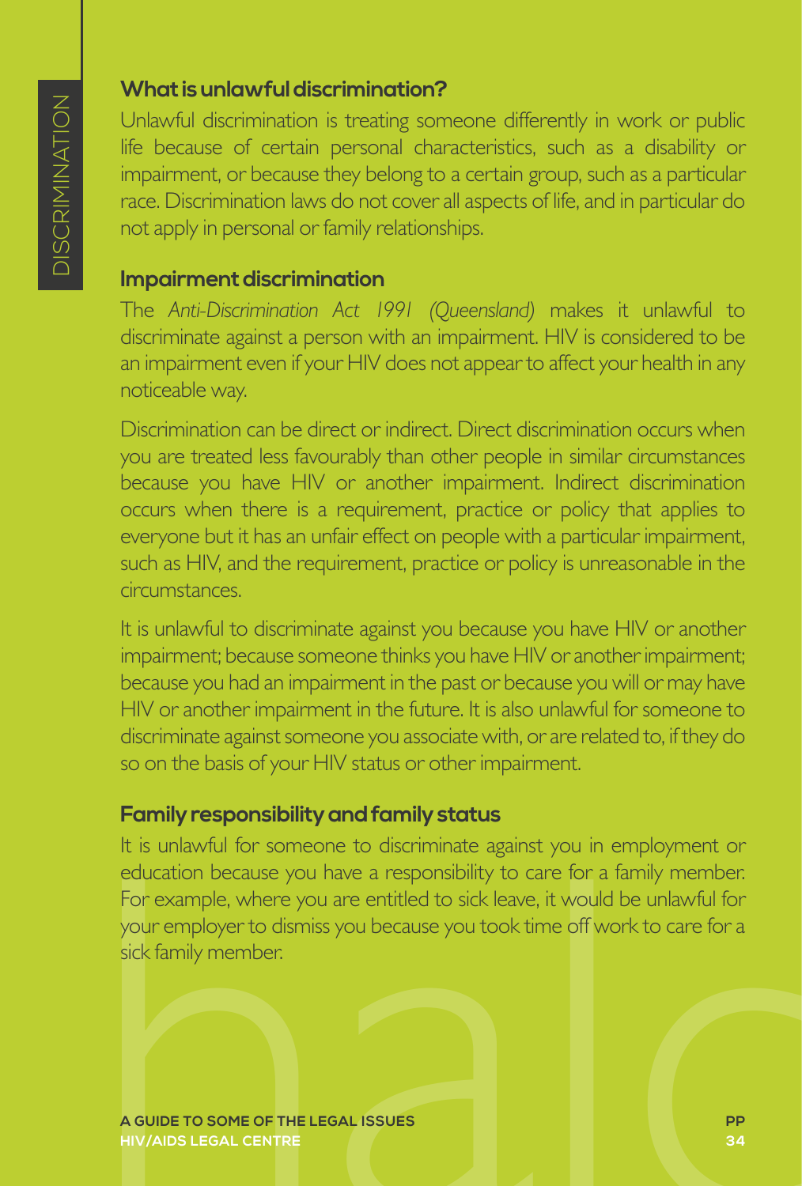## What is unlawful discrimination?

Unlawful discrimination is treating someone differently in work or public life because of certain personal characteristics, such as a disability or impairment, or because they belong to a certain group, such as a particular race. Discrimination laws do not cover all aspects of life, and in particular do not apply in personal or family relationships.

## Impairment discrimination

The *Anti-Discrimination Act 1991 (Queensland)* makes it unlawful to discriminate against a person with an impairment. HIV is considered to be an impairment even if your HIV does not appear to affect your health in any noticeable way.

Discrimination can be direct or indirect. Direct discrimination occurs when you are treated less favourably than other people in similar circumstances because you have HIV or another impairment. Indirect discrimination occurs when there is a requirement, practice or policy that applies to everyone but it has an unfair effect on people with a particular impairment, such as HIV, and the requirement, practice or policy is unreasonable in the circumstances.

It is unlawful to discriminate against you because you have HIV or another impairment; because someone thinks you have HIV or another impairment; because you had an impairment in the past or because you will or may have HIV or another impairment in the future. It is also unlawful for someone to discriminate against someone you associate with, or are related to, if they do so on the basis of your HIV status or other impairment.

## Family responsibility and family status

It is unlawful for someone to discriminate against you in employment or education because you have a responsibility to care for a family member. For example, where you are entitled to sick leave, it would be unlawful for your employer to dismiss you because you took time off work to care for a sick family member.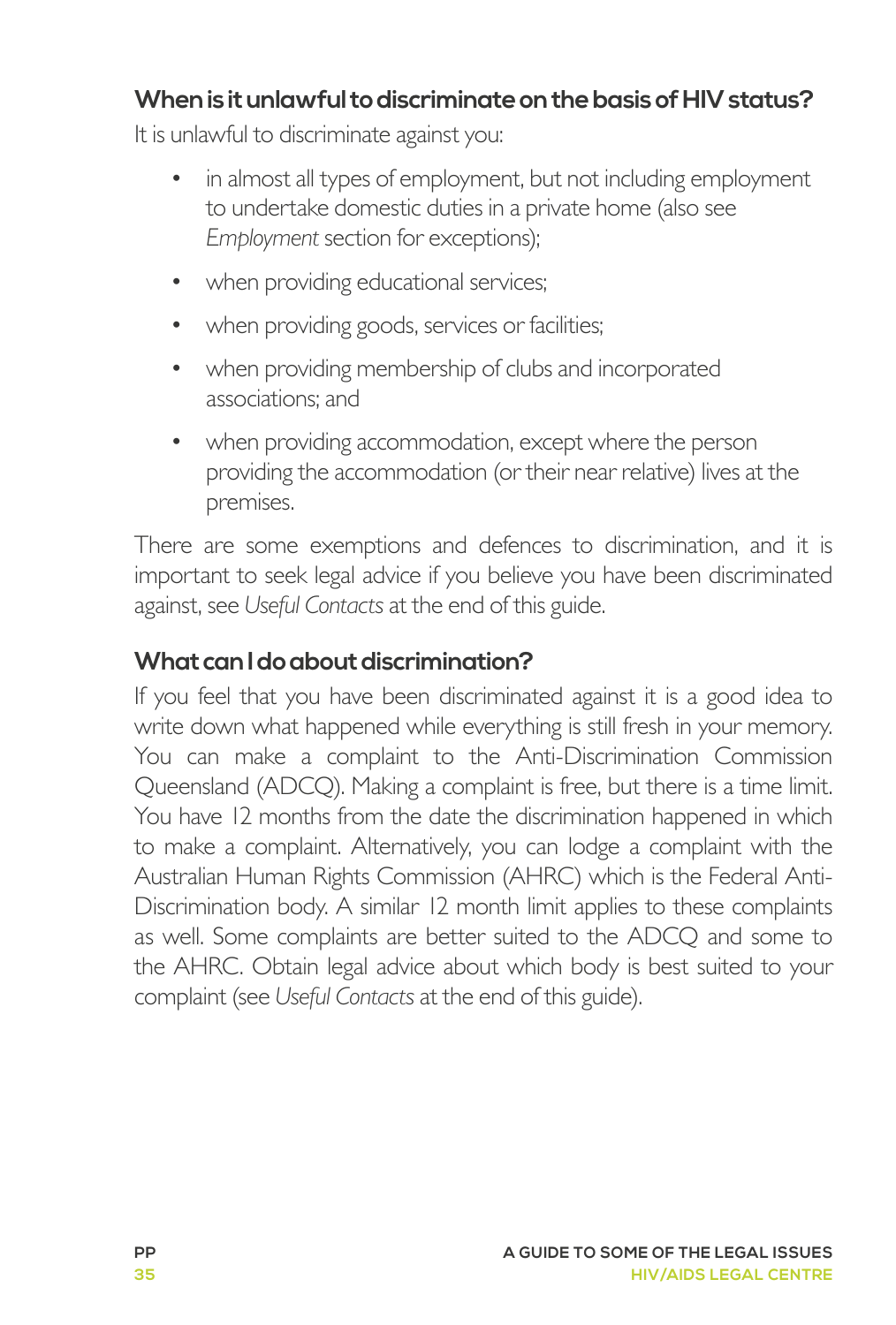## When is it unlawful to discriminate on the basis of HIV status?

It is unlawful to discriminate against you:

- in almost all types of employment, but not including employment to undertake domestic duties in a private home (also see *Employment* section for exceptions);
- when providing educational services;
- when providing goods, services or facilities;
- when providing membership of clubs and incorporated associations; and
- when providing accommodation, except where the person providing the accommodation (or their near relative) lives at the premises.

There are some exemptions and defences to discrimination, and it is important to seek legal advice if you believe you have been discriminated against, see *Useful Contacts* at the end of this guide.

## What can I do about discrimination?

If you feel that you have been discriminated against it is a good idea to write down what happened while everything is still fresh in your memory. You can make a complaint to the Anti-Discrimination Commission Queensland (ADCQ). Making a complaint is free, but there is a time limit. You have 12 months from the date the discrimination happened in which to make a complaint. Alternatively, you can lodge a complaint with the Australian Human Rights Commission (AHRC) which is the Federal Anti-Discrimination body. A similar 12 month limit applies to these complaints as well. Some complaints are better suited to the ADCQ and some to the AHRC. Obtain legal advice about which body is best suited to your complaint (see *Useful Contacts* at the end of this guide).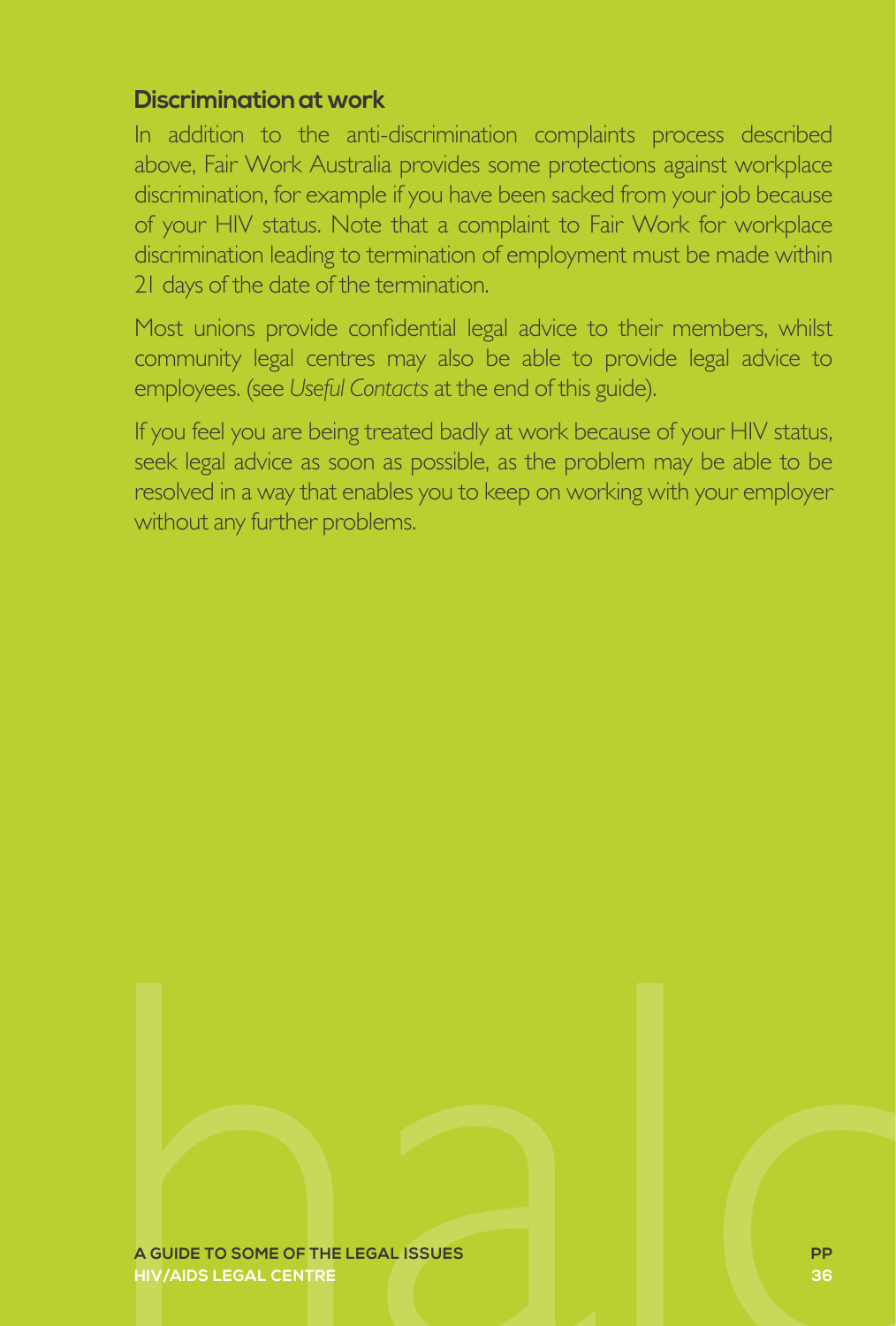### Discrimination at work

In addition to the anti-discrimination complaints process described above, Fair Work Australia provides some protections against workplace discrimination, for example if you have been sacked from your job because of your HIV status. Note that a complaint to Fair Work for workplace discrimination leading to termination of employment must be made within 21 days of the date of the termination.

Most unions provide confidential legal advice to their members, whilst community legal centres may also be able to provide legal advice to employees. (see *Useful Contacts* at the end of this guide).

If you feel you are being treated badly at work because of your HIV status, seek legal advice as soon as possible, as the problem may be able to be resolved in a way that enables you to keep on working with your employer without any further problems.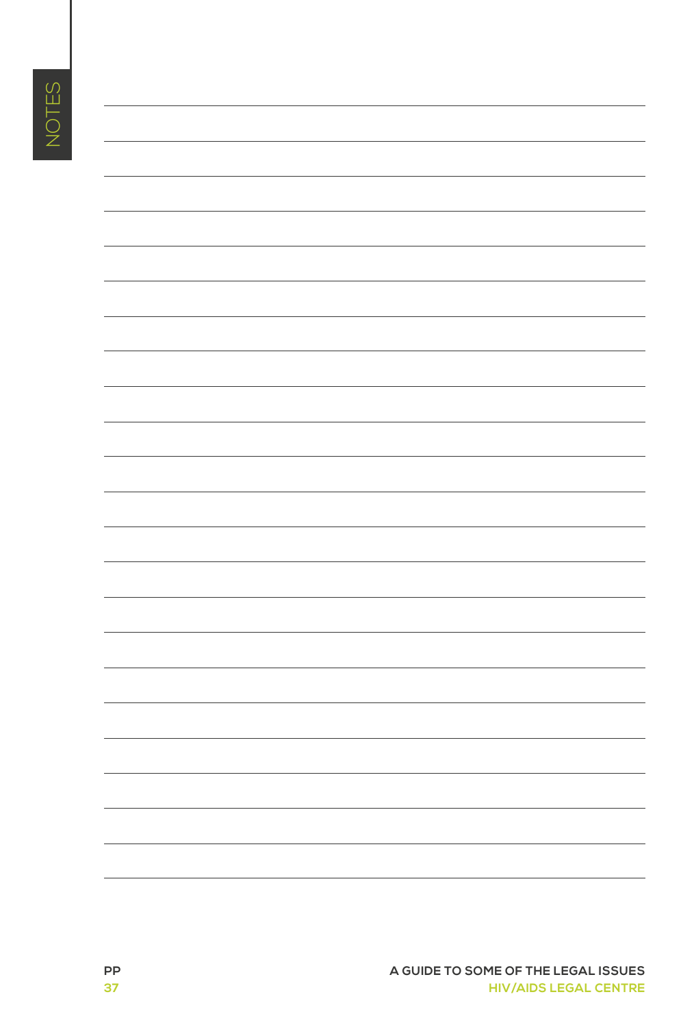# NOTES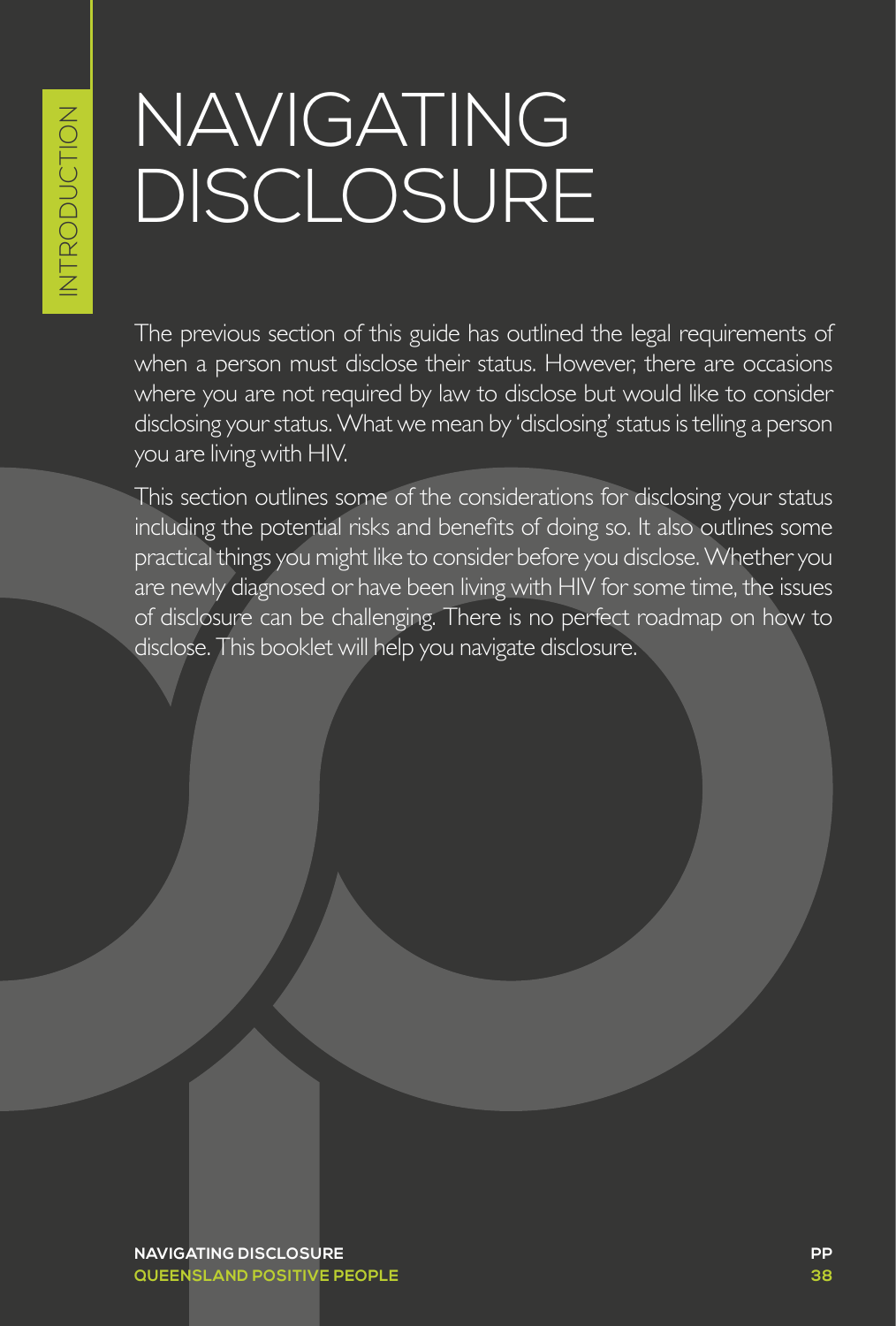# NAVIGATING DISCLOSURE

The previous section of this guide has outlined the legal requirements of when a person must disclose their status. However, there are occasions where you are not required by law to disclose but would like to consider disclosing your status. What we mean by 'disclosing' status is telling a person you are living with HIV.

This section outlines some of the considerations for disclosing your status including the potential risks and benefits of doing so. It also outlines some practical things you might like to consider before you disclose. Whether you are newly diagnosed or have been living with HIV for some time, the issues of disclosure can be challenging. There is no perfect roadmap on how to disclose. This booklet will help you navigate disclosure.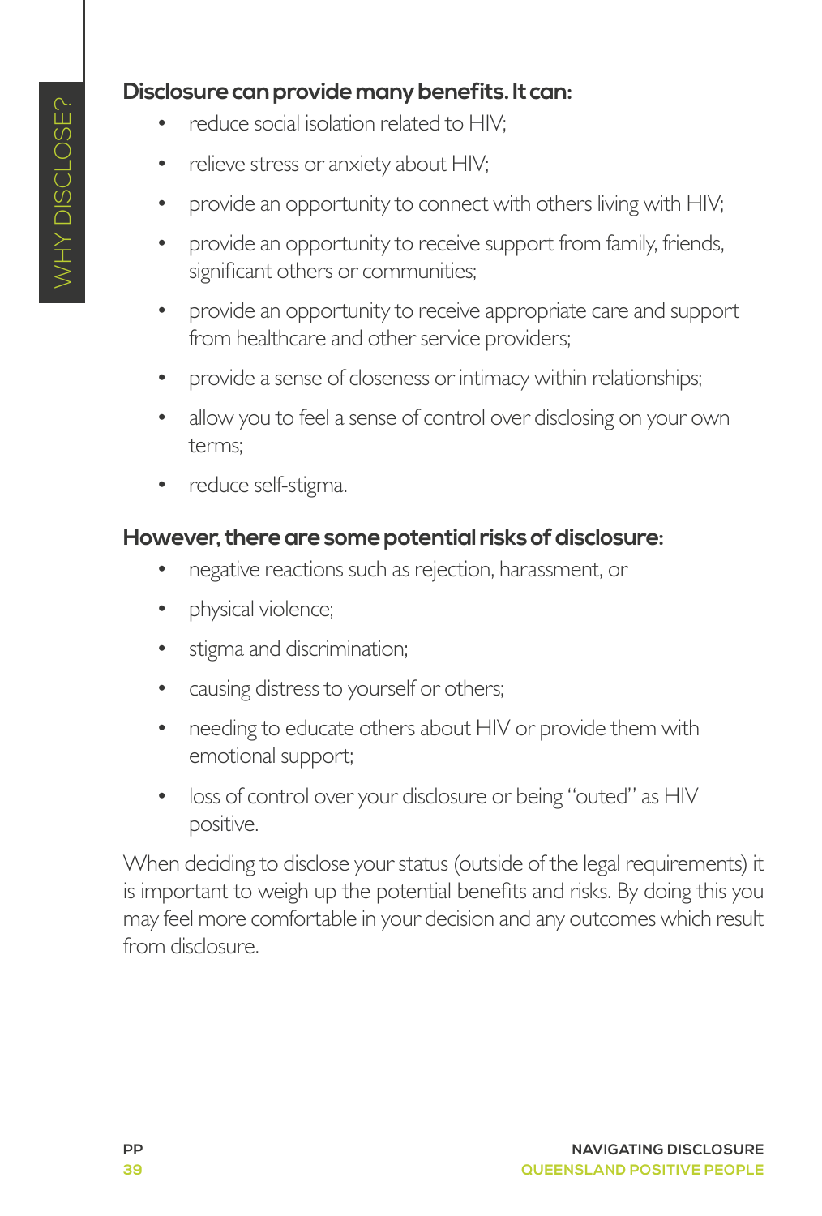**Disclosure can provide many benefits. It can:**

- reduce social isolation related to HIV;
- relieve stress or anxiety about HIV;
- provide an opportunity to connect with others living with HIV;
- provide an opportunity to receive support from family, friends, significant others or communities;
- provide an opportunity to receive appropriate care and support from healthcare and other service providers;
- provide a sense of closeness or intimacy within relationships;
- allow you to feel a sense of control over disclosing on your own terms;
- reduce self-stigma.

**However, there are some potential risks of disclosure:**

- negative reactions such as rejection, harassment, or
- physical violence;
- stigma and discrimination;
- causing distress to yourself or others;
- needing to educate others about HIV or provide them with emotional support;
- loss of control over your disclosure or being "outed" as HIV positive.

When deciding to disclose your status (outside of the legal requirements) it is important to weigh up the potential benefits and risks. By doing this you may feel more comfortable in your decision and any outcomes which result from disclosure.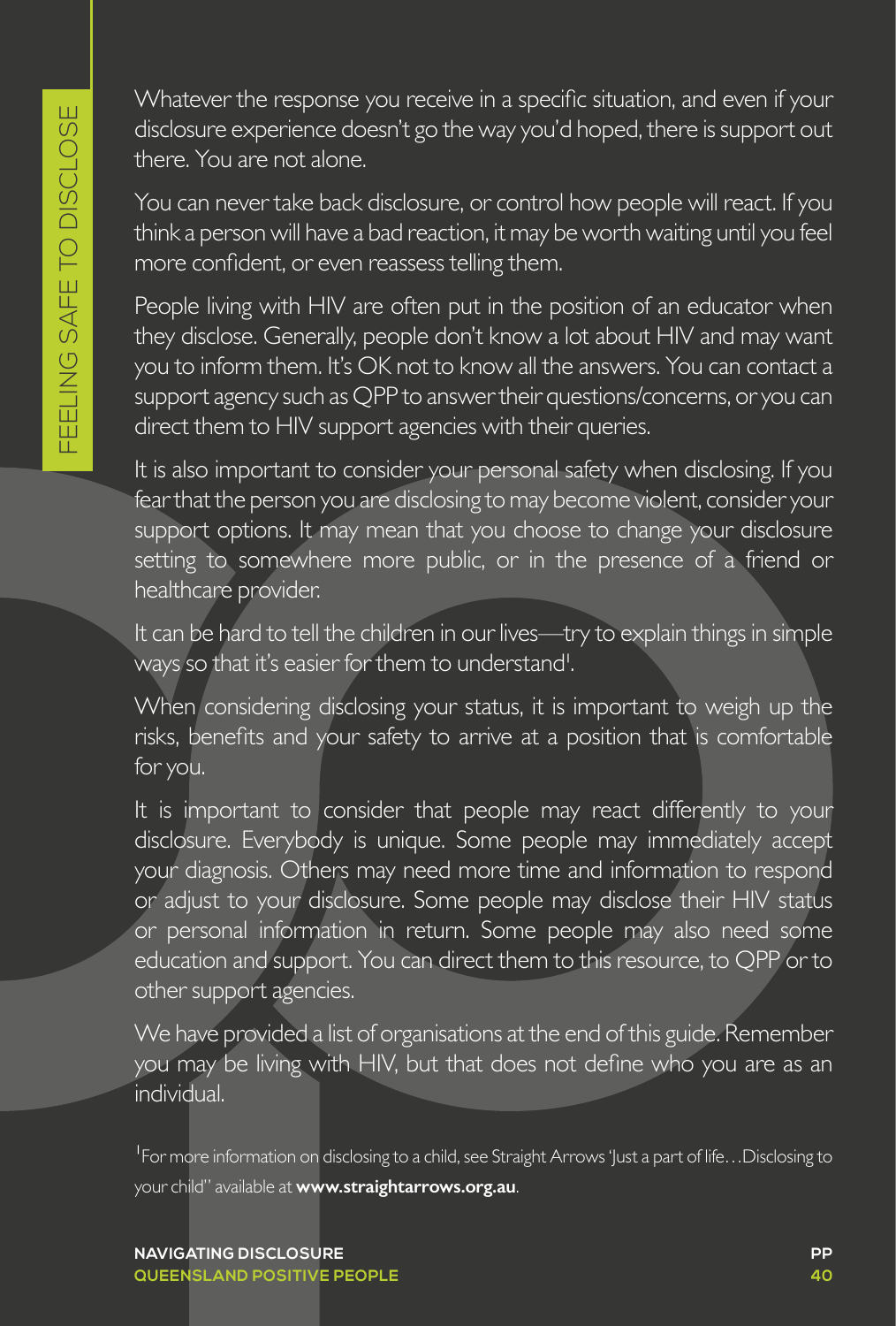Whatever the response you receive in a specific situation, and even if your disclosure experience doesn't go the way you'd hoped, there is support out there. You are not alone.

You can never take back disclosure, or control how people will react. If you think a person will have a bad reaction, it may be worth waiting until you feel more confident, or even reassess telling them.

People living with HIV are often put in the position of an educator when they disclose. Generally, people don't know a lot about HIV and may want you to inform them. It's OK not to know all the answers. You can contact a support agency such as QPP to answer their questions/concerns, or you can direct them to HIV support agencies with their queries.

It is also important to consider your personal safety when disclosing. If you fear that the person you are disclosing to may become violent, consider your support options. It may mean that you choose to change your disclosure setting to somewhere more public, or in the presence of a friend or healthcare provider.

It can be hard to tell the children in our lives—try to explain things in simple ways so that it's easier for them to understand[1].

When considering disclosing your status, it is important to weigh up the risks, benefits and your safety to arrive at a position that is comfortable for you.

It is important to consider that people may react differently to your disclosure. Everybody is unique. Some people may immediately accept your diagnosis. Others may need more time and information to respond or adjust to your disclosure. Some people may disclose their HIV status or personal information in return. Some people may also need some education and support. You can direct them to this resource, to QPP or to other support agencies.

We have provided a list of organisations at the end of this guide. Remember you may be living with HIV, but that does not define who you are as an individual.

[1] For more information on disclosing to a child, see Straight Arrows 'Just a part of life…Disclosing to your child" available at **www.straightarrows.org.au**.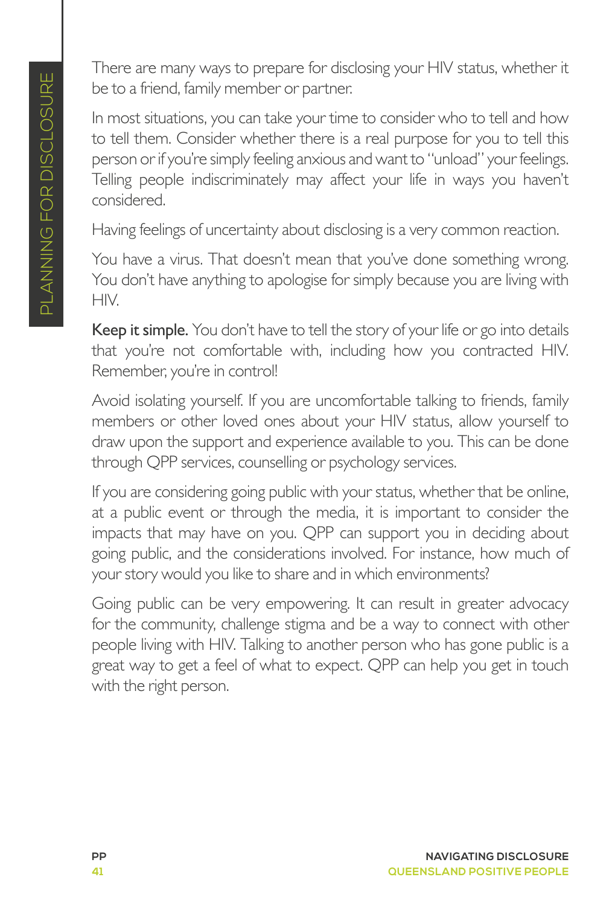There are many ways to prepare for disclosing your HIV status, whether it be to a friend, family member or partner.

In most situations, you can take your time to consider who to tell and how to tell them. Consider whether there is a real purpose for you to tell this person or if you're simply feeling anxious and want to "unload" your feelings. Telling people indiscriminately may affect your life in ways you haven't considered.

Having feelings of uncertainty about disclosing is a very common reaction.

You have a virus. That doesn't mean that you've done something wrong. You don't have anything to apologise for simply because you are living with HIV.

**Keep it simple.** You don't have to tell the story of your life or go into details that you're not comfortable with, including how you contracted HIV. Remember, you're in control!

Avoid isolating yourself. If you are uncomfortable talking to friends, family members or other loved ones about your HIV status, allow yourself to draw upon the support and experience available to you. This can be done through QPP services, counselling or psychology services.

If you are considering going public with your status, whether that be online, at a public event or through the media, it is important to consider the impacts that may have on you. QPP can support you in deciding about going public, and the considerations involved. For instance, how much of your story would you like to share and in which environments?

Going public can be very empowering. It can result in greater advocacy for the community, challenge stigma and be a way to connect with other people living with HIV. Talking to another person who has gone public is a great way to get a feel of what to expect. QPP can help you get in touch with the right person.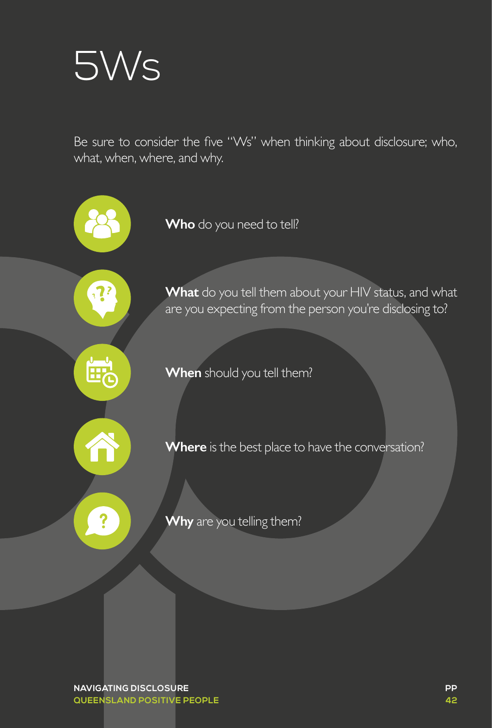# 5Ws

Be sure to consider the five "Ws" when thinking about disclosure; who, what, when, where, and why.

**Who** do you need to tell?

**What** do you tell them about your HIV status, and what are you expecting from the person you're disclosing to?

**When** should you tell them?

**Where** is the best place to have the conversation?

**Why** are you telling them?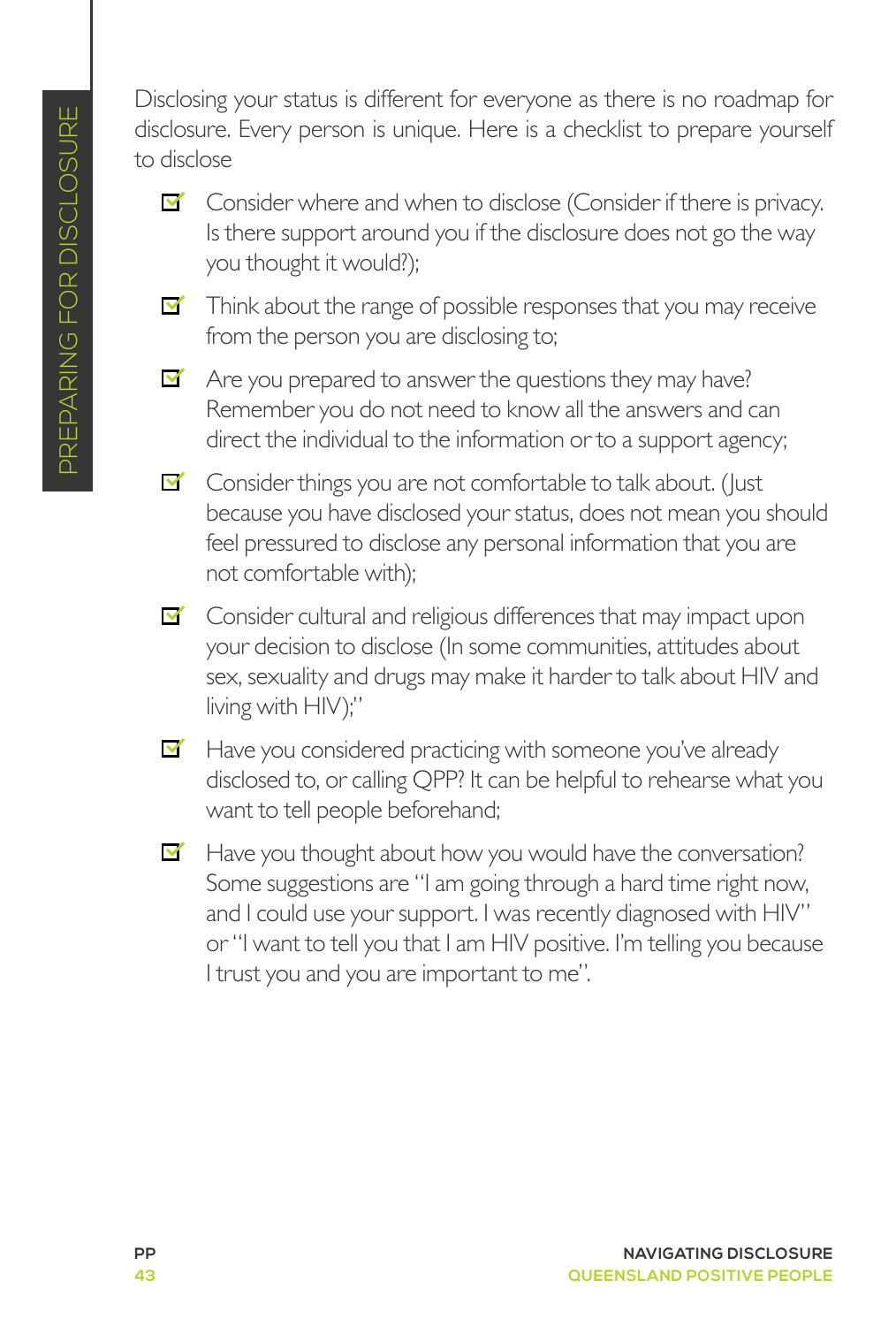Disclosing your status is different for everyone as there is no roadmap for disclosure. Every person is unique. Here is a checklist to prepare yourself to disclose

- ☑ Consider where and when to disclose (Consider if there is privacy. Is there support around you if the disclosure does not go the way you thought it would?);
- ☑ Think about the range of possible responses that you may receive from the person you are disclosing to;
- ☑ Are you prepared to answer the questions they may have? Remember you do not need to know all the answers and can direct the individual to the information or to a support agency;
- ☑ Consider things you are not comfortable to talk about. (Just because you have disclosed your status, does not mean you should feel pressured to disclose any personal information that you are not comfortable with);
- ☑ Consider cultural and religious differences that may impact upon your decision to disclose (In some communities, attitudes about sex, sexuality and drugs may make it harder to talk about HIV and living with HIV);"
- ☑ Have you considered practicing with someone you've already disclosed to, or calling QPP? It can be helpful to rehearse what you want to tell people beforehand;
- ☑ Have you thought about how you would have the conversation? Some suggestions are "I am going through a hard time right now, and I could use your support. I was recently diagnosed with HIV" or "I want to tell you that I am HIV positive. I'm telling you because I trust you and you are important to me".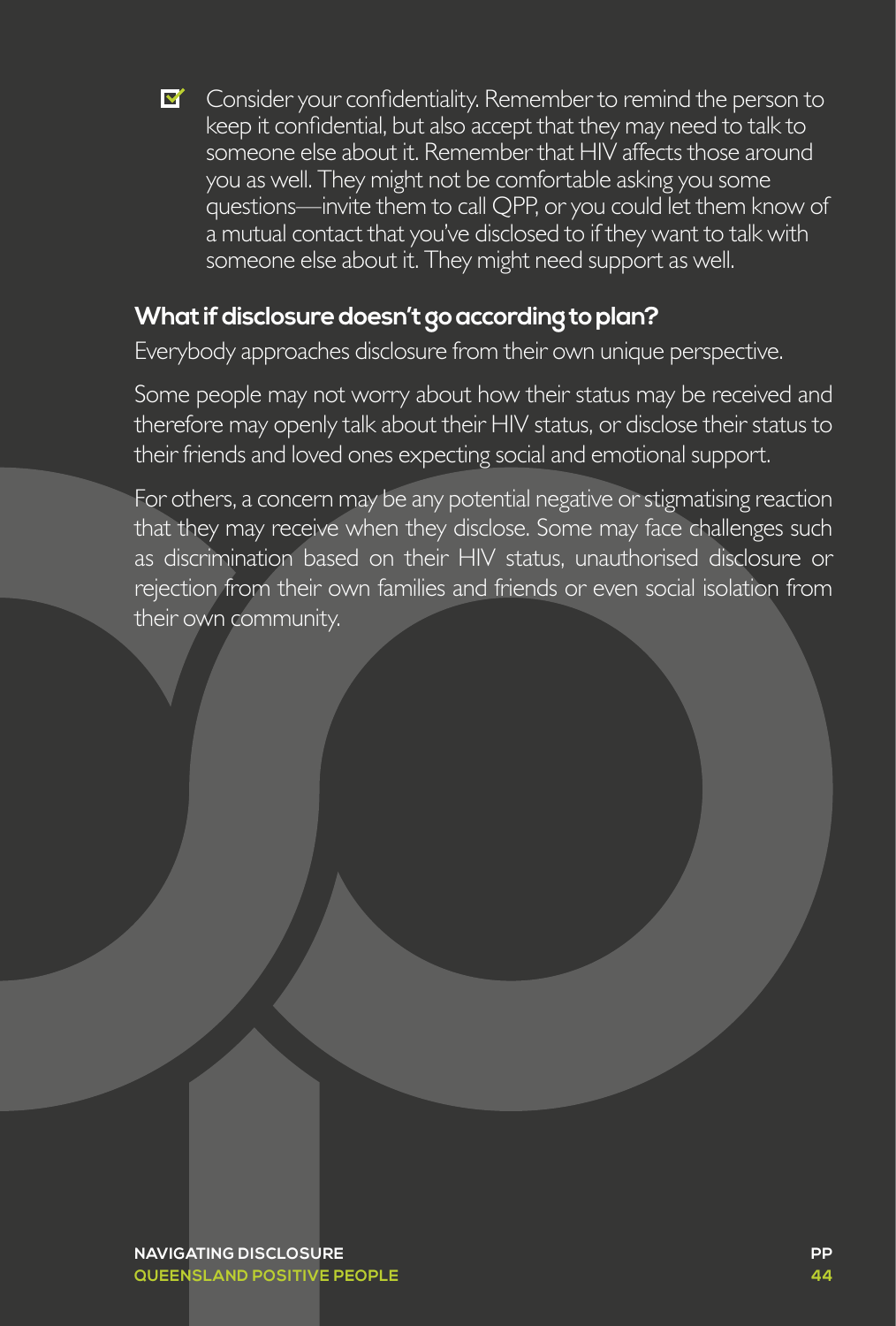- [x] Consider your confidentiality. Remember to remind the person to keep it confidential, but also accept that they may need to talk to someone else about it. Remember that HIV affects those around you as well. They might not be comfortable asking you some questions—invite them to call QPP, or you could let them know of a mutual contact that you've disclosed to if they want to talk with someone else about it. They might need support as well.

## What if disclosure doesn't go according to plan?

Everybody approaches disclosure from their own unique perspective.

Some people may not worry about how their status may be received and therefore may openly talk about their HIV status, or disclose their status to their friends and loved ones expecting social and emotional support.

For others, a concern may be any potential negative or stigmatising reaction that they may receive when they disclose. Some may face challenges such as discrimination based on their HIV status, unauthorised disclosure or rejection from their own families and friends or even social isolation from their own community.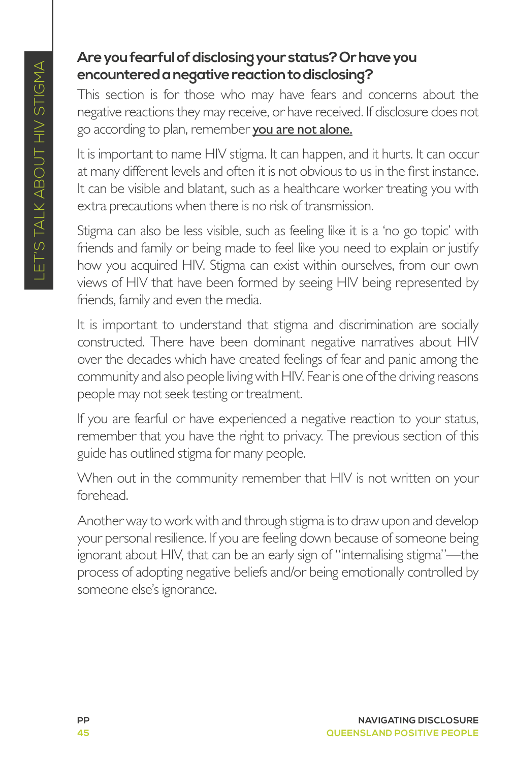## Are you fearful of disclosing your status? Or have you encountered a negative reaction to disclosing?

This section is for those who may have fears and concerns about the negative reactions they may receive, or have received. If disclosure does not go according to plan, remember **you are not alone.**

It is important to name HIV stigma. It can happen, and it hurts. It can occur at many different levels and often it is not obvious to us in the first instance. It can be visible and blatant, such as a healthcare worker treating you with extra precautions when there is no risk of transmission.

Stigma can also be less visible, such as feeling like it is a 'no go topic' with friends and family or being made to feel like you need to explain or justify how you acquired HIV. Stigma can exist within ourselves, from our own views of HIV that have been formed by seeing HIV being represented by friends, family and even the media.

It is important to understand that stigma and discrimination are socially constructed. There have been dominant negative narratives about HIV over the decades which have created feelings of fear and panic among the community and also people living with HIV. Fear is one of the driving reasons people may not seek testing or treatment.

If you are fearful or have experienced a negative reaction to your status, remember that you have the right to privacy. The previous section of this guide has outlined stigma for many people.

When out in the community remember that HIV is not written on your forehead.

Another way to work with and through stigma is to draw upon and develop your personal resilience. If you are feeling down because of someone being ignorant about HIV, that can be an early sign of "internalising stigma"—the process of adopting negative beliefs and/or being emotionally controlled by someone else's ignorance.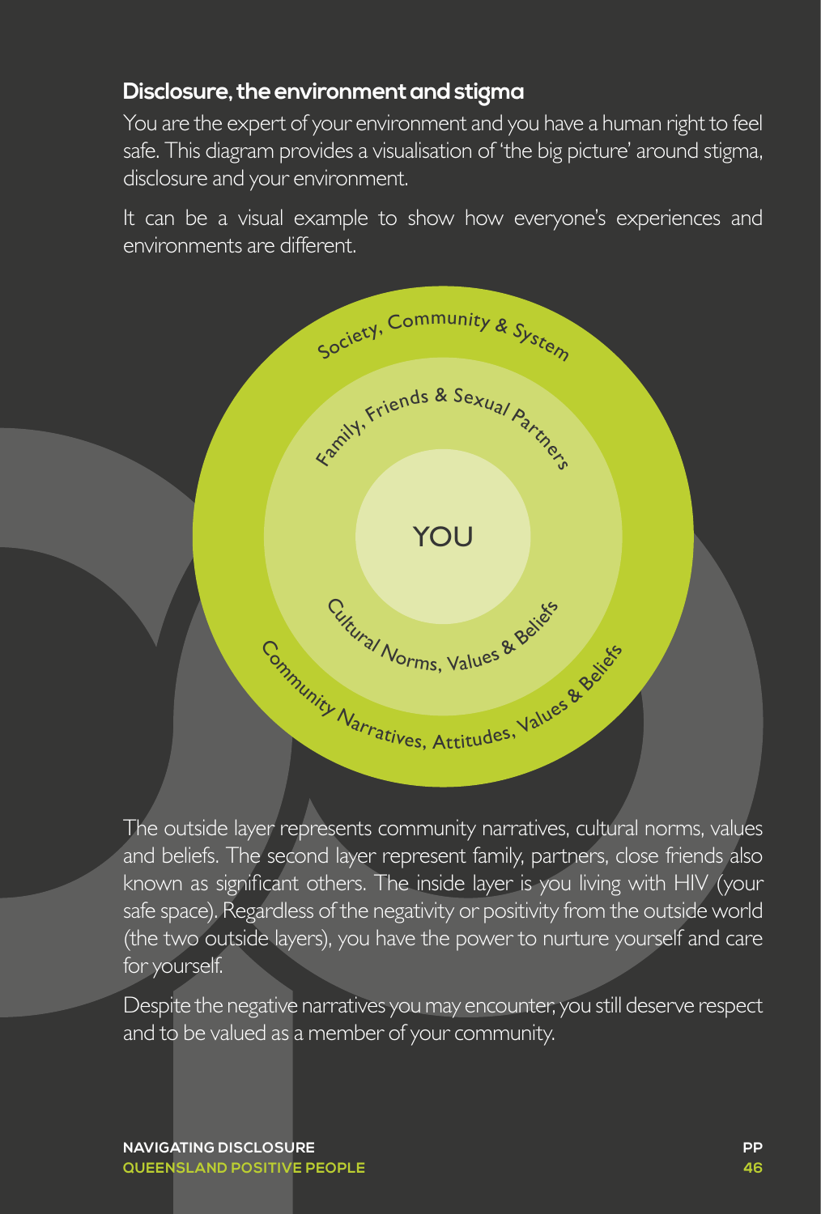## Disclosure, the environment and stigma

You are the expert of your environment and you have a human right to feel safe. This diagram provides a visualisation of 'the big picture' around stigma, disclosure and your environment.

It can be a visual example to show how everyone's experiences and environments are different.

Society, Community & System

Family, Friends & Sexual Partners

YOU

Cultural Norms, Values & Beliefs

Community Narratives, Attitudes, Values & Beliefs

The outside layer represents community narratives, cultural norms, values and beliefs. The second layer represent family, partners, close friends also known as significant others. The inside layer is you living with HIV (your safe space). Regardless of the negativity or positivity from the outside world (the two outside layers), you have the power to nurture yourself and care for yourself.

Despite the negative narratives you may encounter, you still deserve respect and to be valued as a member of your community.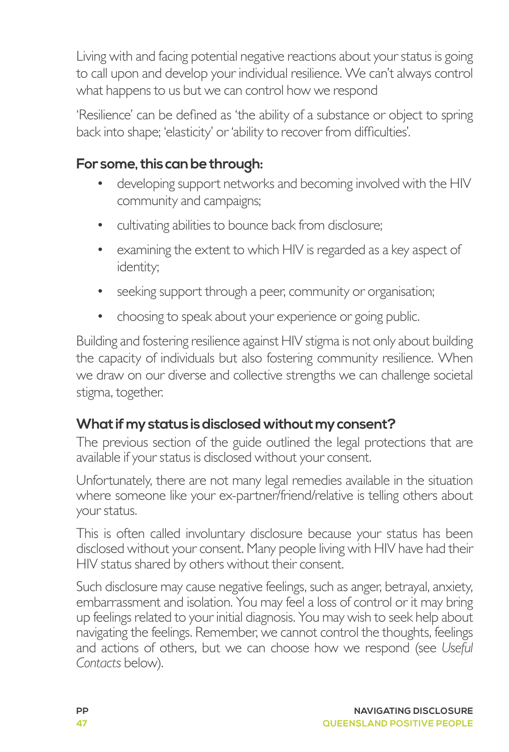Living with and facing potential negative reactions about your status is going to call upon and develop your individual resilience. We can't always control what happens to us but we can control how we respond

'Resilience' can be defined as 'the ability of a substance or object to spring back into shape; 'elasticity' or 'ability to recover from difficulties'.

### For some, this can be through:

- developing support networks and becoming involved with the HIV community and campaigns;
- cultivating abilities to bounce back from disclosure;
- examining the extent to which HIV is regarded as a key aspect of identity;
- seeking support through a peer, community or organisation;
- choosing to speak about your experience or going public.

Building and fostering resilience against HIV stigma is not only about building the capacity of individuals but also fostering community resilience. When we draw on our diverse and collective strengths we can challenge societal stigma, together.

### What if my status is disclosed without my consent?

The previous section of the guide outlined the legal protections that are available if your status is disclosed without your consent.

Unfortunately, there are not many legal remedies available in the situation where someone like your ex-partner/friend/relative is telling others about your status.

This is often called involuntary disclosure because your status has been disclosed without your consent. Many people living with HIV have had their HIV status shared by others without their consent.

Such disclosure may cause negative feelings, such as anger, betrayal, anxiety, embarrassment and isolation. You may feel a loss of control or it may bring up feelings related to your initial diagnosis. You may wish to seek help about navigating the feelings. Remember, we cannot control the thoughts, feelings and actions of others, but we can choose how we respond (see *Useful Contacts* below).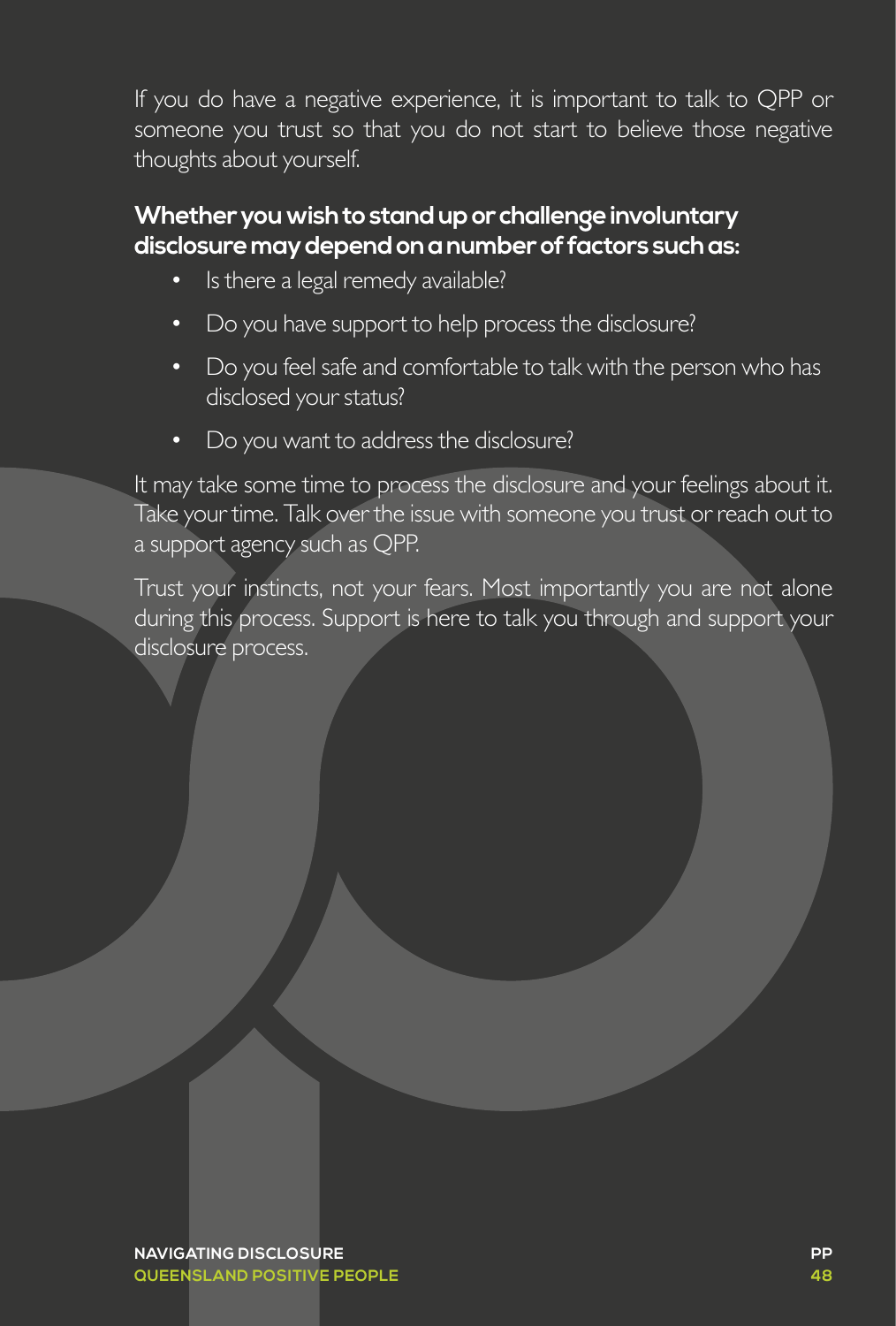If you do have a negative experience, it is important to talk to QPP or someone you trust so that you do not start to believe those negative thoughts about yourself.

**Whether you wish to stand up or challenge involuntary disclosure may depend on a number of factors such as:**

- Is there a legal remedy available?
- Do you have support to help process the disclosure?
- Do you feel safe and comfortable to talk with the person who has disclosed your status?
- Do you want to address the disclosure?

It may take some time to process the disclosure and your feelings about it. Take your time. Talk over the issue with someone you trust or reach out to a support agency such as QPP.

Trust your instincts, not your fears. Most importantly you are not alone during this process. Support is here to talk you through and support your disclosure process.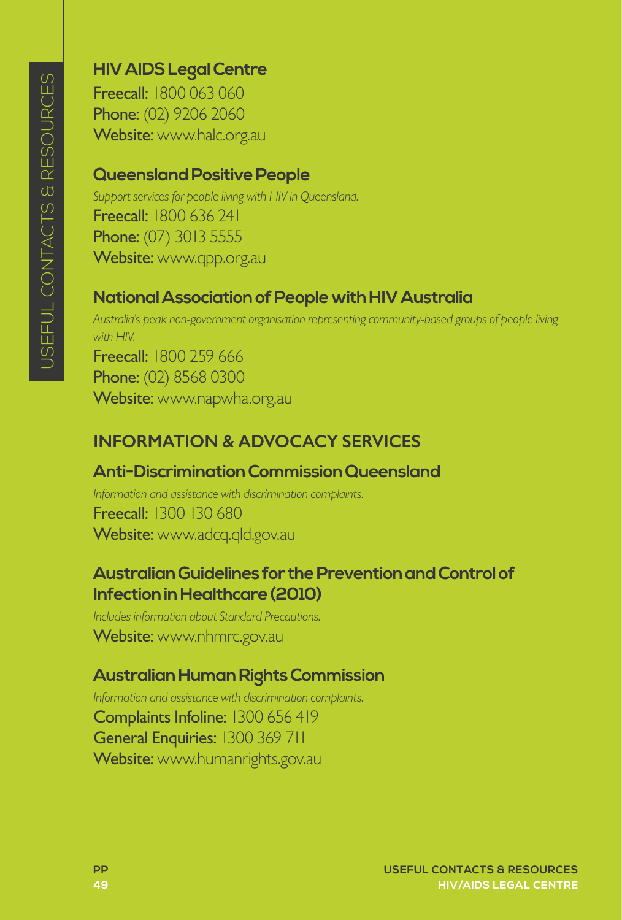### HIV AIDS Legal Centre

**Freecall:** 1800 063 060
**Phone:** (02) 9206 2060
**Website:** www.halc.org.au

### Queensland Positive People

*Support services for people living with HIV in Queensland.*
**Freecall:** 1800 636 241
**Phone:** (07) 3013 5555
**Website:** www.qpp.org.au

### National Association of People with HIV Australia

*Australia's peak non-government organisation representing community-based groups of people living with HIV.*
**Freecall:** 1800 259 666
**Phone:** (02) 8568 0300
**Website:** www.napwha.org.au

## INFORMATION & ADVOCACY SERVICES

### Anti-Discrimination Commission Queensland

*Information and assistance with discrimination complaints.*
**Freecall:** 1300 130 680
**Website:** www.adcq.qld.gov.au

### Australian Guidelines for the Prevention and Control of Infection in Healthcare (2010)

*Includes information about Standard Precautions.*
**Website:** www.nhmrc.gov.au

### Australian Human Rights Commission

*Information and assistance with discrimination complaints.*
**Complaints Infoline:** 1300 656 419
**General Enquiries:** 1300 369 711
**Website:** www.humanrights.gov.au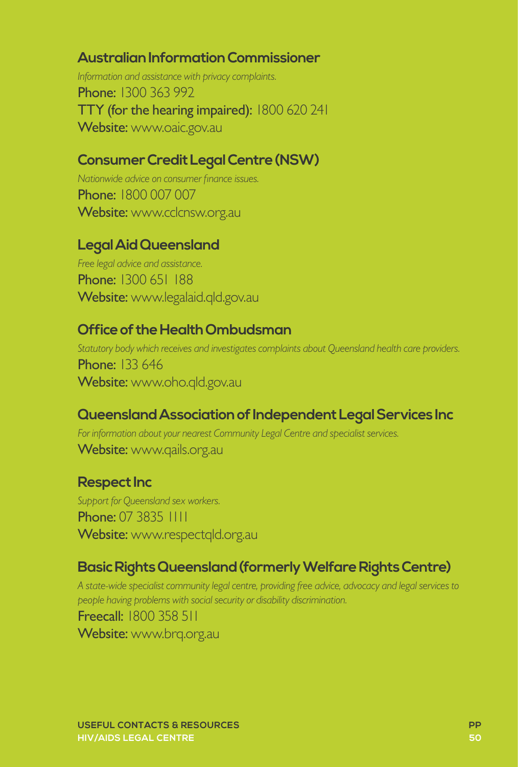## Australian Information Commissioner

*Information and assistance with privacy complaints.*

**Phone:** 1300 363 992

**TTY (for the hearing impaired):** 1800 620 241

**Website:** www.oaic.gov.au

## Consumer Credit Legal Centre (NSW)

*Nationwide advice on consumer finance issues.*

**Phone:** 1800 007 007

**Website:** www.cclcnsw.org.au

## Legal Aid Queensland

*Free legal advice and assistance.*

**Phone:** 1300 651 188

**Website:** www.legalaid.qld.gov.au

## Office of the Health Ombudsman

*Statutory body which receives and investigates complaints about Queensland health care providers.*

**Phone:** 133 646

**Website:** www.oho.qld.gov.au

## Queensland Association of Independent Legal Services Inc

*For information about your nearest Community Legal Centre and specialist services.*

**Website:** www.qails.org.au

## Respect Inc

*Support for Queensland sex workers.*

**Phone:** 07 3835 1111

**Website:** www.respectqld.org.au

## Basic Rights Queensland (formerly Welfare Rights Centre)

*A state-wide specialist community legal centre, providing free advice, advocacy and legal services to people having problems with social security or disability discrimination.*

**Freecall:** 1800 358 511

**Website:** www.brq.org.au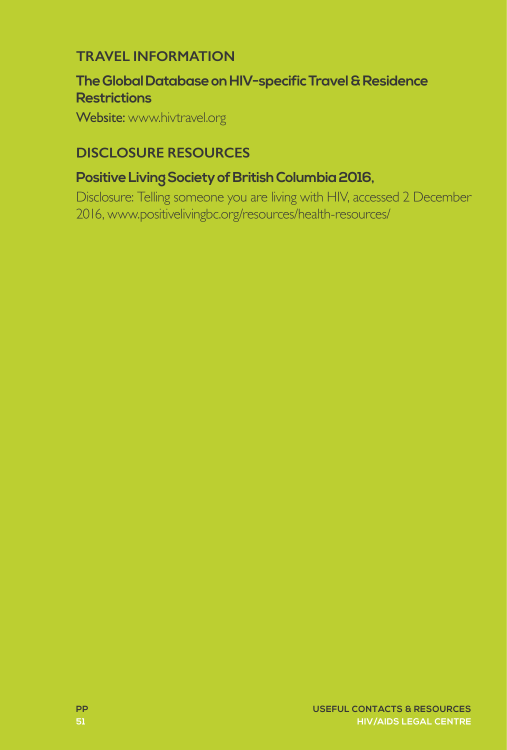## TRAVEL INFORMATION

### The Global Database on HIV-specific Travel & Residence Restrictions

**Website:** www.hivtravel.org

## DISCLOSURE RESOURCES

### Positive Living Society of British Columbia 2016,

Disclosure: Telling someone you are living with HIV, accessed 2 December 2016, www.positivelivingbc.org/resources/health-resources/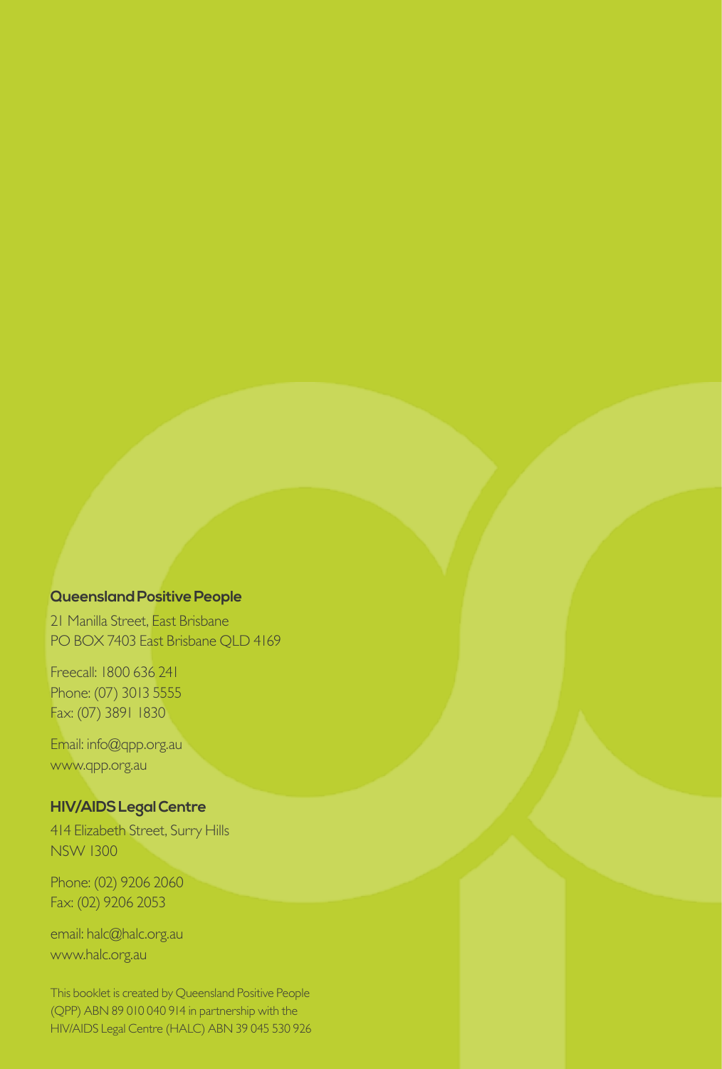**Queensland Positive People**

21 Manilla Street, East Brisbane
PO BOX 7403 East Brisbane QLD 4169

Freecall: 1800 636 241
Phone: (07) 3013 5555
Fax: (07) 3891 1830

Email: info@qpp.org.au
www.qpp.org.au

**HIV/AIDS Legal Centre**

414 Elizabeth Street, Surry Hills
NSW 1300

Phone: (02) 9206 2060
Fax: (02) 9206 2053

email: halc@halc.org.au
www.halc.org.au

This booklet is created by Queensland Positive People (QPP) ABN 89 010 040 914 in partnership with the HIV/AIDS Legal Centre (HALC) ABN 39 045 530 926